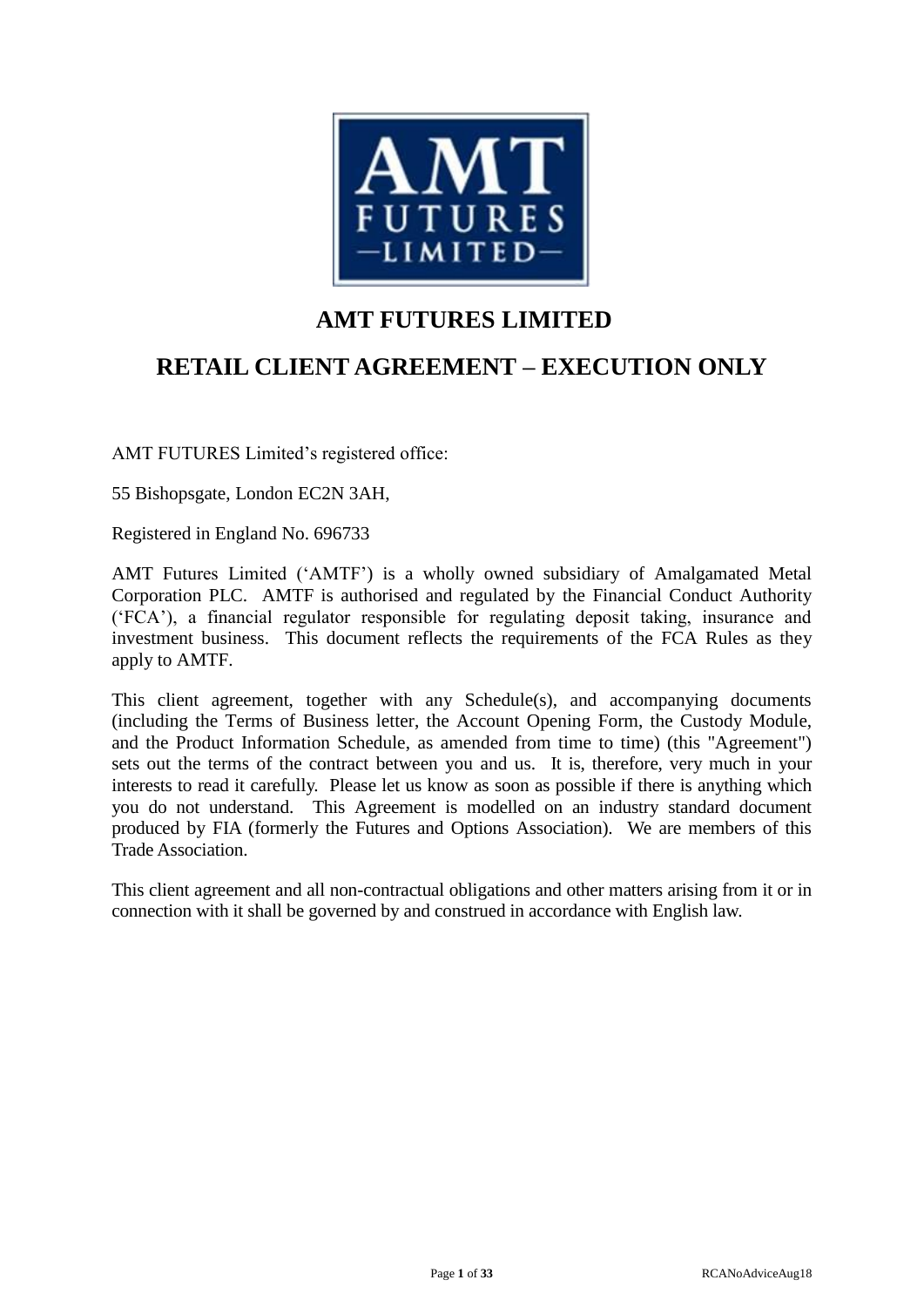# AMT FUTURES LIMITED

# RETAIL CLIENT AGREEMENT – EXECUTION ONLY

AMT FUTURES Limited's registered office:

55 Bishopsgate, London EC2N 3AH,

Registered in England No. 696733

AMT Futures Limited ('AMTF') is a wholly owned subsidiary of Amalgamated Metal Corporation PLC. AMTF is authorised and regulated by the Financial Conduct Authority ('FCA'), a financial regulator responsible for regulating deposit taking, insurance and investment business. This document reflects the requirements of the FCA Rules as they apply to AMTF.

This client agreement, together with any Schedule(s), and accompanying documents (including the Terms of Business letter, the Account Opening Form, the Custody Module, and the Product Information Schedule, as amended from time to time) (this "Agreement") sets out the terms of the contract between you and us. It is, therefore, very much in your interests to read it carefully. Please let us know as soon as possible if there is anything which you do not understand. This Agreement is modelled on an industry standard document produced by FIA (formerly the Futures and Options Association). We are members of this Trade Association.

This client agreement and all non-contractual obligations and other matters arising from it or in connection with it shall be governed by and construed in accordance with English law.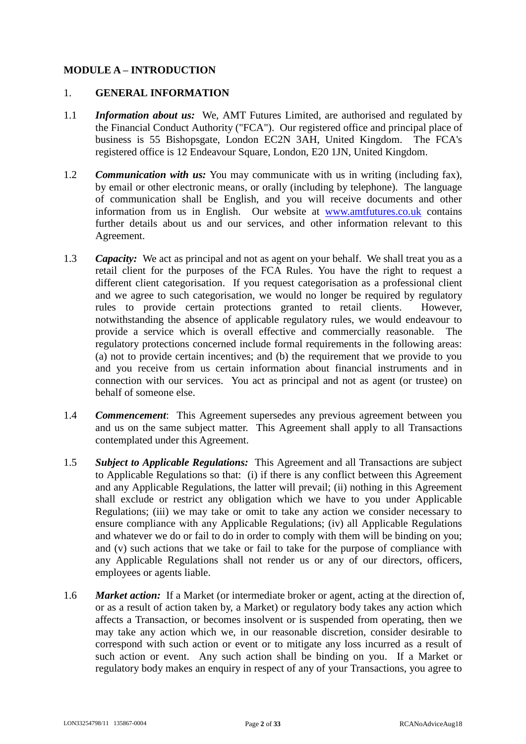## MODULE A – INTRODUCTION

### 1. GENERAL INFORMATION

1.1 ***Information about us:*** We, AMT Futures Limited, are authorised and regulated by the Financial Conduct Authority ("FCA"). Our registered office and principal place of business is 55 Bishopsgate, London EC2N 3AH, United Kingdom. The FCA's registered office is 12 Endeavour Square, London, E20 1JN, United Kingdom.

1.2 ***Communication with us:*** You may communicate with us in writing (including fax), by email or other electronic means, or orally (including by telephone). The language of communication shall be English, and you will receive documents and other information from us in English. Our website at www.amtfutures.co.uk contains further details about us and our services, and other information relevant to this Agreement.

1.3 ***Capacity:*** We act as principal and not as agent on your behalf. We shall treat you as a retail client for the purposes of the FCA Rules. You have the right to request a different client categorisation. If you request categorisation as a professional client and we agree to such categorisation, we would no longer be required by regulatory rules to provide certain protections granted to retail clients. However, notwithstanding the absence of applicable regulatory rules, we would endeavour to provide a service which is overall effective and commercially reasonable. The regulatory protections concerned include formal requirements in the following areas: (a) not to provide certain incentives; and (b) the requirement that we provide to you and you receive from us certain information about financial instruments and in connection with our services. You act as principal and not as agent (or trustee) on behalf of someone else.

1.4 ***Commencement***: This Agreement supersedes any previous agreement between you and us on the same subject matter. This Agreement shall apply to all Transactions contemplated under this Agreement.

1.5 ***Subject to Applicable Regulations:*** This Agreement and all Transactions are subject to Applicable Regulations so that: (i) if there is any conflict between this Agreement and any Applicable Regulations, the latter will prevail; (ii) nothing in this Agreement shall exclude or restrict any obligation which we have to you under Applicable Regulations; (iii) we may take or omit to take any action we consider necessary to ensure compliance with any Applicable Regulations; (iv) all Applicable Regulations and whatever we do or fail to do in order to comply with them will be binding on you; and (v) such actions that we take or fail to take for the purpose of compliance with any Applicable Regulations shall not render us or any of our directors, officers, employees or agents liable.

1.6 ***Market action:*** If a Market (or intermediate broker or agent, acting at the direction of, or as a result of action taken by, a Market) or regulatory body takes any action which affects a Transaction, or becomes insolvent or is suspended from operating, then we may take any action which we, in our reasonable discretion, consider desirable to correspond with such action or event or to mitigate any loss incurred as a result of such action or event. Any such action shall be binding on you. If a Market or regulatory body makes an enquiry in respect of any of your Transactions, you agree to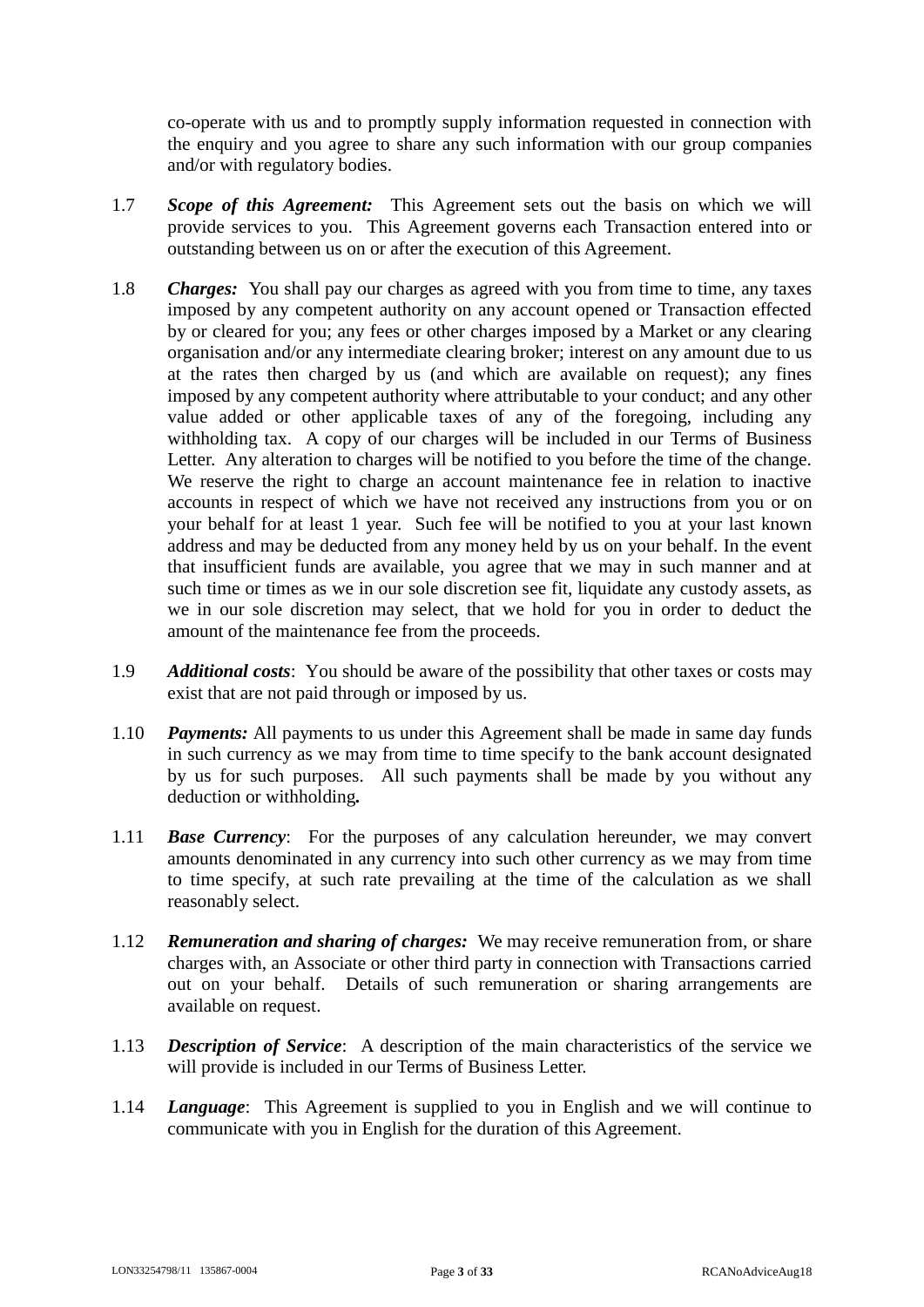co-operate with us and to promptly supply information requested in connection with the enquiry and you agree to share any such information with our group companies and/or with regulatory bodies.

1.7 ***Scope of this Agreement:*** This Agreement sets out the basis on which we will provide services to you. This Agreement governs each Transaction entered into or outstanding between us on or after the execution of this Agreement.

1.8 ***Charges:*** You shall pay our charges as agreed with you from time to time, any taxes imposed by any competent authority on any account opened or Transaction effected by or cleared for you; any fees or other charges imposed by a Market or any clearing organisation and/or any intermediate clearing broker; interest on any amount due to us at the rates then charged by us (and which are available on request); any fines imposed by any competent authority where attributable to your conduct; and any other value added or other applicable taxes of any of the foregoing, including any withholding tax. A copy of our charges will be included in our Terms of Business Letter. Any alteration to charges will be notified to you before the time of the change. We reserve the right to charge an account maintenance fee in relation to inactive accounts in respect of which we have not received any instructions from you or on your behalf for at least 1 year. Such fee will be notified to you at your last known address and may be deducted from any money held by us on your behalf. In the event that insufficient funds are available, you agree that we may in such manner and at such time or times as we in our sole discretion see fit, liquidate any custody assets, as we in our sole discretion may select, that we hold for you in order to deduct the amount of the maintenance fee from the proceeds.

1.9 ***Additional costs***: You should be aware of the possibility that other taxes or costs may exist that are not paid through or imposed by us.

1.10 ***Payments:*** All payments to us under this Agreement shall be made in same day funds in such currency as we may from time to time specify to the bank account designated by us for such purposes. All such payments shall be made by you without any deduction or withholding**.**

1.11 ***Base Currency***: For the purposes of any calculation hereunder, we may convert amounts denominated in any currency into such other currency as we may from time to time specify, at such rate prevailing at the time of the calculation as we shall reasonably select.

1.12 ***Remuneration and sharing of charges:*** We may receive remuneration from, or share charges with, an Associate or other third party in connection with Transactions carried out on your behalf. Details of such remuneration or sharing arrangements are available on request.

1.13 ***Description of Service***: A description of the main characteristics of the service we will provide is included in our Terms of Business Letter.

1.14 ***Language***: This Agreement is supplied to you in English and we will continue to communicate with you in English for the duration of this Agreement.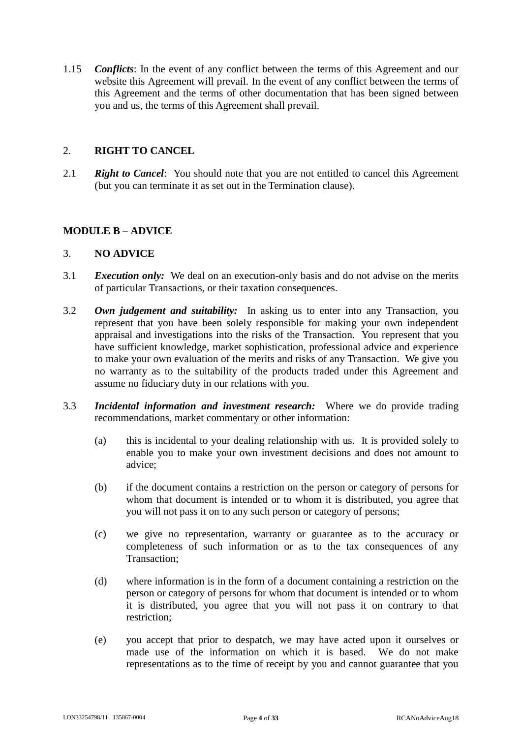1.15 ***Conflicts***: In the event of any conflict between the terms of this Agreement and our website this Agreement will prevail. In the event of any conflict between the terms of this Agreement and the terms of other documentation that has been signed between you and us, the terms of this Agreement shall prevail.

## 2. RIGHT TO CANCEL

2.1 ***Right to Cancel***: You should note that you are not entitled to cancel this Agreement (but you can terminate it as set out in the Termination clause).

## MODULE B – ADVICE

## 3. NO ADVICE

3.1 ***Execution only:*** We deal on an execution-only basis and do not advise on the merits of particular Transactions, or their taxation consequences.

3.2 ***Own judgement and suitability:*** In asking us to enter into any Transaction, you represent that you have been solely responsible for making your own independent appraisal and investigations into the risks of the Transaction. You represent that you have sufficient knowledge, market sophistication, professional advice and experience to make your own evaluation of the merits and risks of any Transaction. We give you no warranty as to the suitability of the products traded under this Agreement and assume no fiduciary duty in our relations with you.

3.3 ***Incidental information and investment research:*** Where we do provide trading recommendations, market commentary or other information:

(a) this is incidental to your dealing relationship with us. It is provided solely to enable you to make your own investment decisions and does not amount to advice;

(b) if the document contains a restriction on the person or category of persons for whom that document is intended or to whom it is distributed, you agree that you will not pass it on to any such person or category of persons;

(c) we give no representation, warranty or guarantee as to the accuracy or completeness of such information or as to the tax consequences of any Transaction;

(d) where information is in the form of a document containing a restriction on the person or category of persons for whom that document is intended or to whom it is distributed, you agree that you will not pass it on contrary to that restriction;

(e) you accept that prior to despatch, we may have acted upon it ourselves or made use of the information on which it is based. We do not make representations as to the time of receipt by you and cannot guarantee that you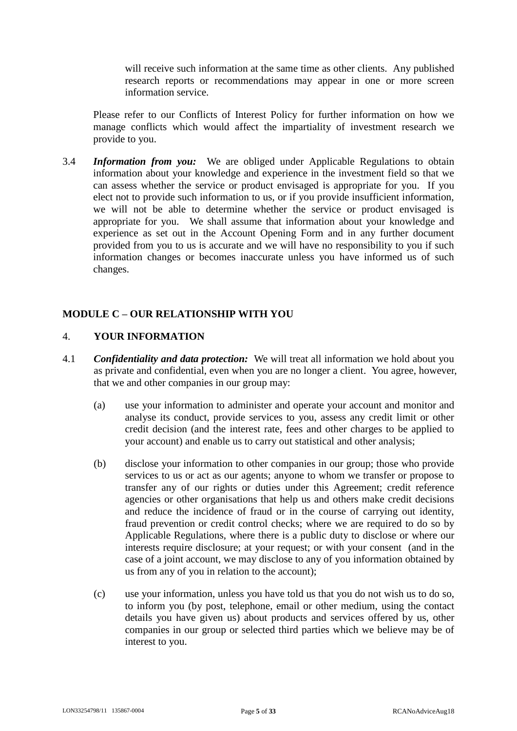will receive such information at the same time as other clients. Any published research reports or recommendations may appear in one or more screen information service.

Please refer to our Conflicts of Interest Policy for further information on how we manage conflicts which would affect the impartiality of investment research we provide to you.

3.4 ***Information from you:*** We are obliged under Applicable Regulations to obtain information about your knowledge and experience in the investment field so that we can assess whether the service or product envisaged is appropriate for you. If you elect not to provide such information to us, or if you provide insufficient information, we will not be able to determine whether the service or product envisaged is appropriate for you. We shall assume that information about your knowledge and experience as set out in the Account Opening Form and in any further document provided from you to us is accurate and we will have no responsibility to you if such information changes or becomes inaccurate unless you have informed us of such changes.

## MODULE C – OUR RELATIONSHIP WITH YOU

### 4. YOUR INFORMATION

4.1 ***Confidentiality and data protection:*** We will treat all information we hold about you as private and confidential, even when you are no longer a client. You agree, however, that we and other companies in our group may:

(a) use your information to administer and operate your account and monitor and analyse its conduct, provide services to you, assess any credit limit or other credit decision (and the interest rate, fees and other charges to be applied to your account) and enable us to carry out statistical and other analysis;

(b) disclose your information to other companies in our group; those who provide services to us or act as our agents; anyone to whom we transfer or propose to transfer any of our rights or duties under this Agreement; credit reference agencies or other organisations that help us and others make credit decisions and reduce the incidence of fraud or in the course of carrying out identity, fraud prevention or credit control checks; where we are required to do so by Applicable Regulations, where there is a public duty to disclose or where our interests require disclosure; at your request; or with your consent (and in the case of a joint account, we may disclose to any of you information obtained by us from any of you in relation to the account);

(c) use your information, unless you have told us that you do not wish us to do so, to inform you (by post, telephone, email or other medium, using the contact details you have given us) about products and services offered by us, other companies in our group or selected third parties which we believe may be of interest to you.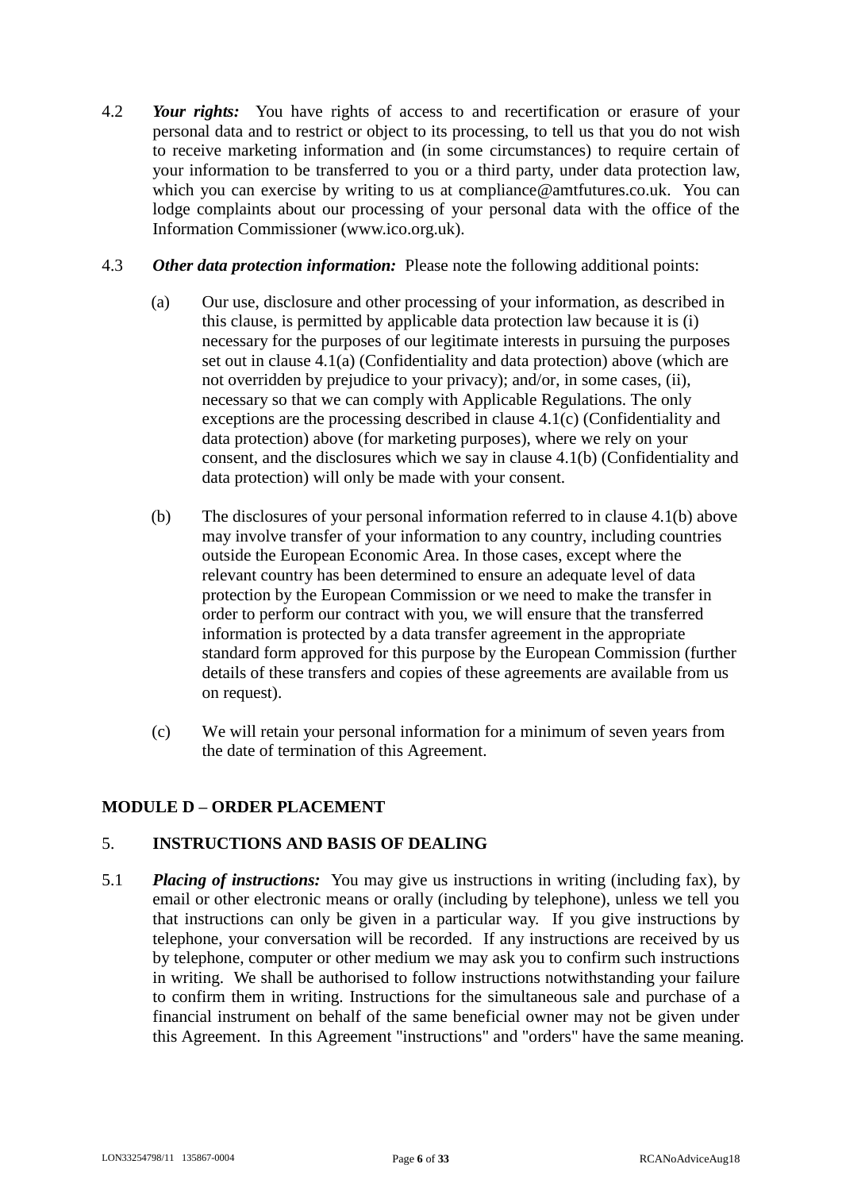4.2 ***Your rights:*** You have rights of access to and recertification or erasure of your personal data and to restrict or object to its processing, to tell us that you do not wish to receive marketing information and (in some circumstances) to require certain of your information to be transferred to you or a third party, under data protection law, which you can exercise by writing to us at compliance@amtfutures.co.uk. You can lodge complaints about our processing of your personal data with the office of the Information Commissioner (www.ico.org.uk).

4.3 ***Other data protection information:*** Please note the following additional points:

(a) Our use, disclosure and other processing of your information, as described in this clause, is permitted by applicable data protection law because it is (i) necessary for the purposes of our legitimate interests in pursuing the purposes set out in clause 4.1(a) (Confidentiality and data protection) above (which are not overridden by prejudice to your privacy); and/or, in some cases, (ii), necessary so that we can comply with Applicable Regulations. The only exceptions are the processing described in clause 4.1(c) (Confidentiality and data protection) above (for marketing purposes), where we rely on your consent, and the disclosures which we say in clause 4.1(b) (Confidentiality and data protection) will only be made with your consent.

(b) The disclosures of your personal information referred to in clause 4.1(b) above may involve transfer of your information to any country, including countries outside the European Economic Area. In those cases, except where the relevant country has been determined to ensure an adequate level of data protection by the European Commission or we need to make the transfer in order to perform our contract with you, we will ensure that the transferred information is protected by a data transfer agreement in the appropriate standard form approved for this purpose by the European Commission (further details of these transfers and copies of these agreements are available from us on request).

(c) We will retain your personal information for a minimum of seven years from the date of termination of this Agreement.

## MODULE D – ORDER PLACEMENT

### 5. INSTRUCTIONS AND BASIS OF DEALING

5.1 ***Placing of instructions:*** You may give us instructions in writing (including fax), by email or other electronic means or orally (including by telephone), unless we tell you that instructions can only be given in a particular way. If you give instructions by telephone, your conversation will be recorded. If any instructions are received by us by telephone, computer or other medium we may ask you to confirm such instructions in writing. We shall be authorised to follow instructions notwithstanding your failure to confirm them in writing. Instructions for the simultaneous sale and purchase of a financial instrument on behalf of the same beneficial owner may not be given under this Agreement. In this Agreement "instructions" and "orders" have the same meaning.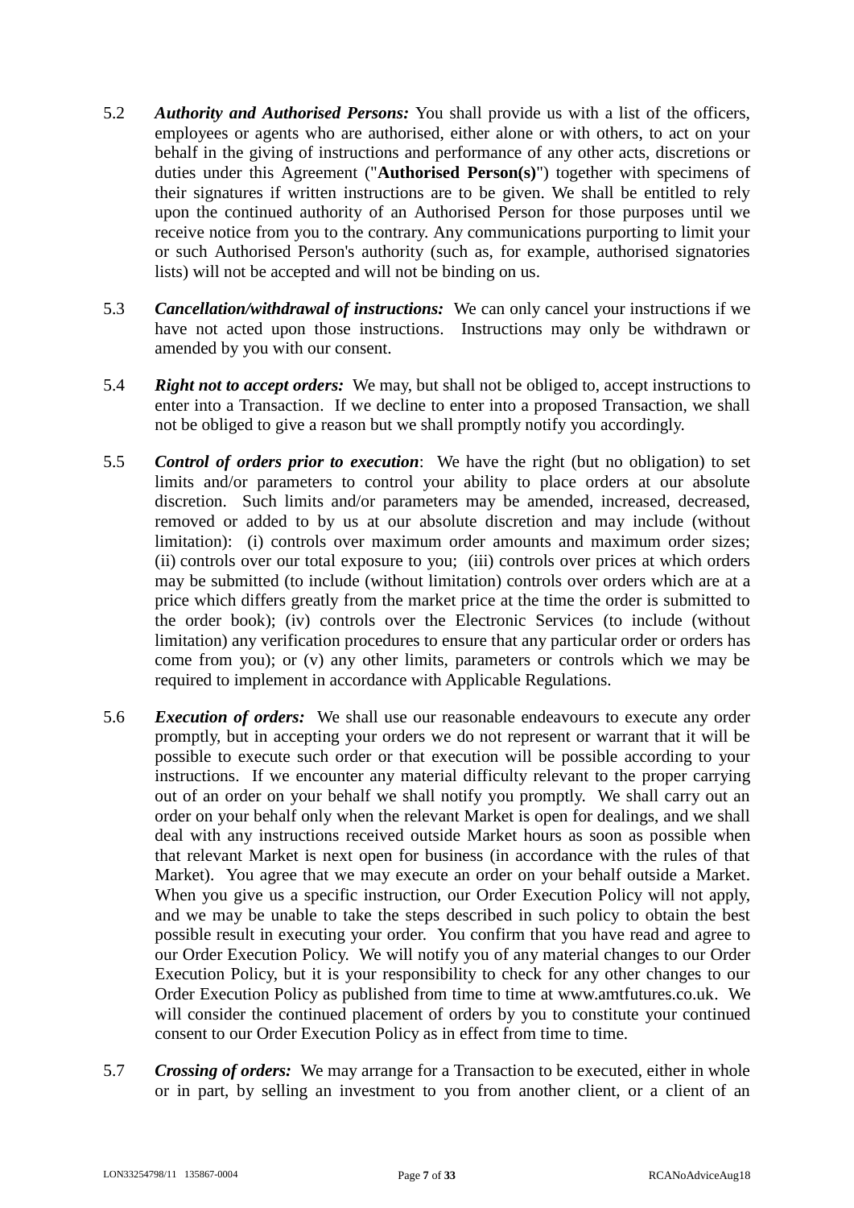5.2 ***Authority and Authorised Persons:*** You shall provide us with a list of the officers, employees or agents who are authorised, either alone or with others, to act on your behalf in the giving of instructions and performance of any other acts, discretions or duties under this Agreement ("**Authorised Person(s)**") together with specimens of their signatures if written instructions are to be given. We shall be entitled to rely upon the continued authority of an Authorised Person for those purposes until we receive notice from you to the contrary. Any communications purporting to limit your or such Authorised Person's authority (such as, for example, authorised signatories lists) will not be accepted and will not be binding on us.

5.3 ***Cancellation/withdrawal of instructions:*** We can only cancel your instructions if we have not acted upon those instructions. Instructions may only be withdrawn or amended by you with our consent.

5.4 ***Right not to accept orders:*** We may, but shall not be obliged to, accept instructions to enter into a Transaction. If we decline to enter into a proposed Transaction, we shall not be obliged to give a reason but we shall promptly notify you accordingly.

5.5 ***Control of orders prior to execution***: We have the right (but no obligation) to set limits and/or parameters to control your ability to place orders at our absolute discretion. Such limits and/or parameters may be amended, increased, decreased, removed or added to by us at our absolute discretion and may include (without limitation): (i) controls over maximum order amounts and maximum order sizes; (ii) controls over our total exposure to you; (iii) controls over prices at which orders may be submitted (to include (without limitation) controls over orders which are at a price which differs greatly from the market price at the time the order is submitted to the order book); (iv) controls over the Electronic Services (to include (without limitation) any verification procedures to ensure that any particular order or orders has come from you); or (v) any other limits, parameters or controls which we may be required to implement in accordance with Applicable Regulations.

5.6 ***Execution of orders:*** We shall use our reasonable endeavours to execute any order promptly, but in accepting your orders we do not represent or warrant that it will be possible to execute such order or that execution will be possible according to your instructions. If we encounter any material difficulty relevant to the proper carrying out of an order on your behalf we shall notify you promptly. We shall carry out an order on your behalf only when the relevant Market is open for dealings, and we shall deal with any instructions received outside Market hours as soon as possible when that relevant Market is next open for business (in accordance with the rules of that Market). You agree that we may execute an order on your behalf outside a Market. When you give us a specific instruction, our Order Execution Policy will not apply, and we may be unable to take the steps described in such policy to obtain the best possible result in executing your order. You confirm that you have read and agree to our Order Execution Policy. We will notify you of any material changes to our Order Execution Policy, but it is your responsibility to check for any other changes to our Order Execution Policy as published from time to time at www.amtfutures.co.uk. We will consider the continued placement of orders by you to constitute your continued consent to our Order Execution Policy as in effect from time to time.

5.7 ***Crossing of orders:*** We may arrange for a Transaction to be executed, either in whole or in part, by selling an investment to you from another client, or a client of an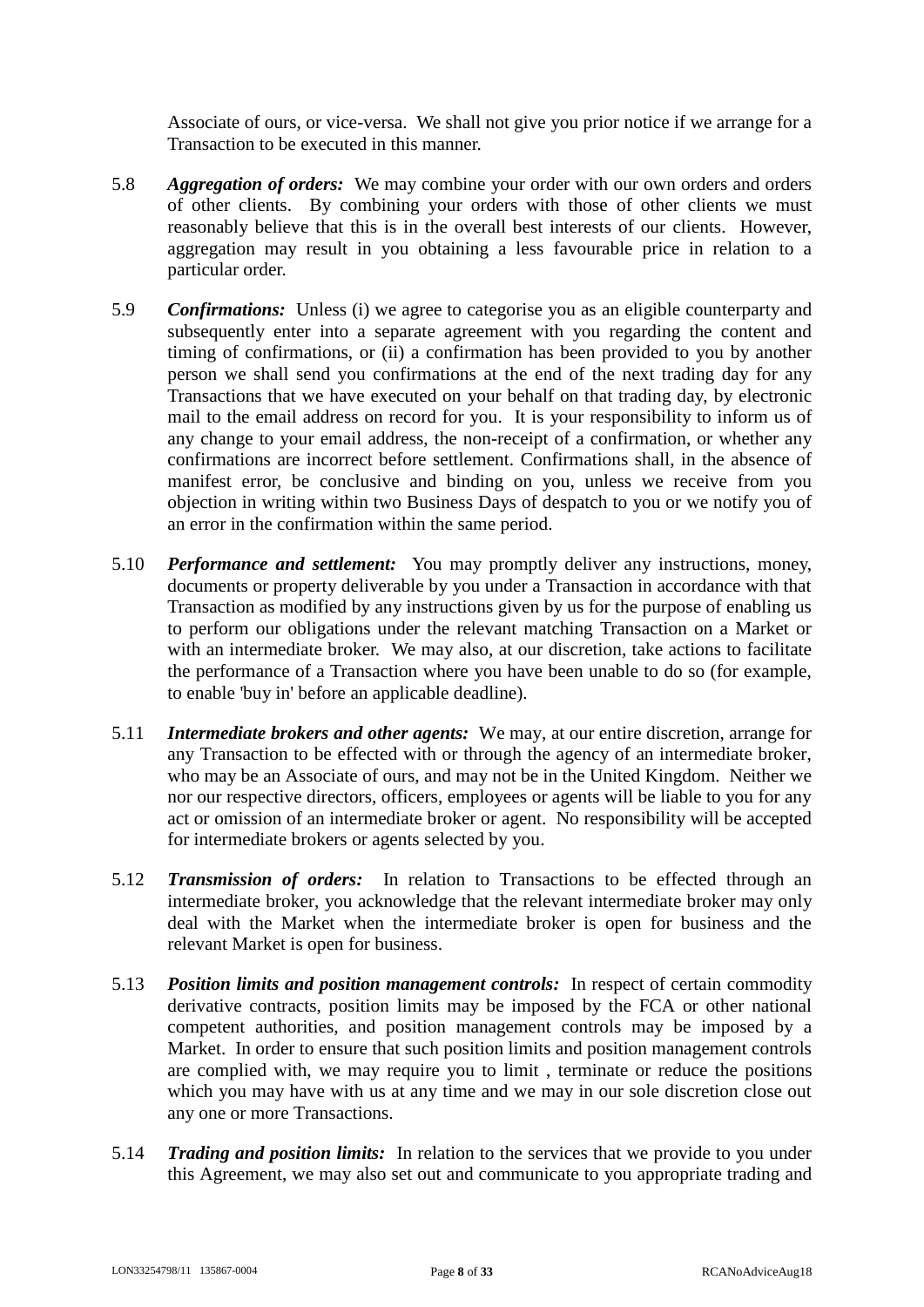Associate of ours, or vice-versa. We shall not give you prior notice if we arrange for a Transaction to be executed in this manner.

5.8 ***Aggregation of orders:*** We may combine your order with our own orders and orders of other clients. By combining your orders with those of other clients we must reasonably believe that this is in the overall best interests of our clients. However, aggregation may result in you obtaining a less favourable price in relation to a particular order.

5.9 ***Confirmations:*** Unless (i) we agree to categorise you as an eligible counterparty and subsequently enter into a separate agreement with you regarding the content and timing of confirmations, or (ii) a confirmation has been provided to you by another person we shall send you confirmations at the end of the next trading day for any Transactions that we have executed on your behalf on that trading day, by electronic mail to the email address on record for you. It is your responsibility to inform us of any change to your email address, the non-receipt of a confirmation, or whether any confirmations are incorrect before settlement. Confirmations shall, in the absence of manifest error, be conclusive and binding on you, unless we receive from you objection in writing within two Business Days of despatch to you or we notify you of an error in the confirmation within the same period.

5.10 ***Performance and settlement:*** You may promptly deliver any instructions, money, documents or property deliverable by you under a Transaction in accordance with that Transaction as modified by any instructions given by us for the purpose of enabling us to perform our obligations under the relevant matching Transaction on a Market or with an intermediate broker. We may also, at our discretion, take actions to facilitate the performance of a Transaction where you have been unable to do so (for example, to enable 'buy in' before an applicable deadline).

5.11 ***Intermediate brokers and other agents:*** We may, at our entire discretion, arrange for any Transaction to be effected with or through the agency of an intermediate broker, who may be an Associate of ours, and may not be in the United Kingdom. Neither we nor our respective directors, officers, employees or agents will be liable to you for any act or omission of an intermediate broker or agent. No responsibility will be accepted for intermediate brokers or agents selected by you.

5.12 ***Transmission of orders:*** In relation to Transactions to be effected through an intermediate broker, you acknowledge that the relevant intermediate broker may only deal with the Market when the intermediate broker is open for business and the relevant Market is open for business.

5.13 ***Position limits and position management controls:*** In respect of certain commodity derivative contracts, position limits may be imposed by the FCA or other national competent authorities, and position management controls may be imposed by a Market. In order to ensure that such position limits and position management controls are complied with, we may require you to limit , terminate or reduce the positions which you may have with us at any time and we may in our sole discretion close out any one or more Transactions.

5.14 ***Trading and position limits:*** In relation to the services that we provide to you under this Agreement, we may also set out and communicate to you appropriate trading and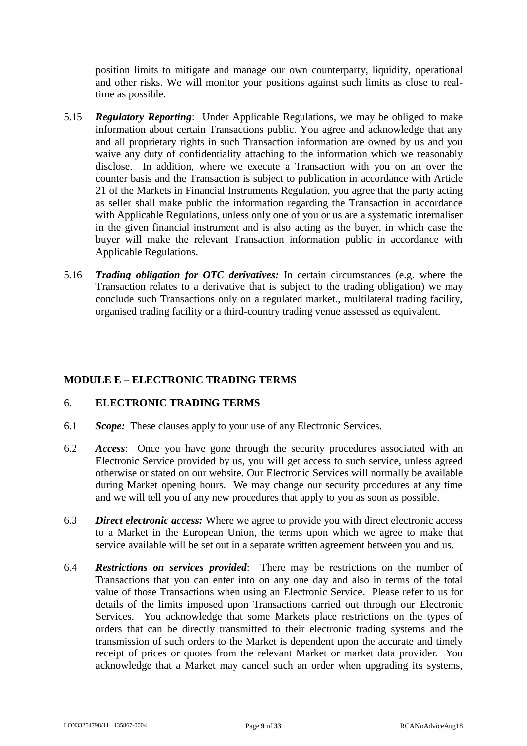position limits to mitigate and manage our own counterparty, liquidity, operational and other risks. We will monitor your positions against such limits as close to real-time as possible.

5.15 ***Regulatory Reporting***: Under Applicable Regulations, we may be obliged to make information about certain Transactions public. You agree and acknowledge that any and all proprietary rights in such Transaction information are owned by us and you waive any duty of confidentiality attaching to the information which we reasonably disclose. In addition, where we execute a Transaction with you on an over the counter basis and the Transaction is subject to publication in accordance with Article 21 of the Markets in Financial Instruments Regulation, you agree that the party acting as seller shall make public the information regarding the Transaction in accordance with Applicable Regulations, unless only one of you or us are a systematic internaliser in the given financial instrument and is also acting as the buyer, in which case the buyer will make the relevant Transaction information public in accordance with Applicable Regulations.

5.16 ***Trading obligation for OTC derivatives:*** In certain circumstances (e.g. where the Transaction relates to a derivative that is subject to the trading obligation) we may conclude such Transactions only on a regulated market., multilateral trading facility, organised trading facility or a third-country trading venue assessed as equivalent.

## MODULE E – ELECTRONIC TRADING TERMS

### 6. ELECTRONIC TRADING TERMS

6.1 ***Scope:*** These clauses apply to your use of any Electronic Services.

6.2 ***Access***: Once you have gone through the security procedures associated with an Electronic Service provided by us, you will get access to such service, unless agreed otherwise or stated on our website. Our Electronic Services will normally be available during Market opening hours. We may change our security procedures at any time and we will tell you of any new procedures that apply to you as soon as possible.

6.3 ***Direct electronic access:*** Where we agree to provide you with direct electronic access to a Market in the European Union, the terms upon which we agree to make that service available will be set out in a separate written agreement between you and us.

6.4 ***Restrictions on services provided***: There may be restrictions on the number of Transactions that you can enter into on any one day and also in terms of the total value of those Transactions when using an Electronic Service. Please refer to us for details of the limits imposed upon Transactions carried out through our Electronic Services. You acknowledge that some Markets place restrictions on the types of orders that can be directly transmitted to their electronic trading systems and the transmission of such orders to the Market is dependent upon the accurate and timely receipt of prices or quotes from the relevant Market or market data provider. You acknowledge that a Market may cancel such an order when upgrading its systems,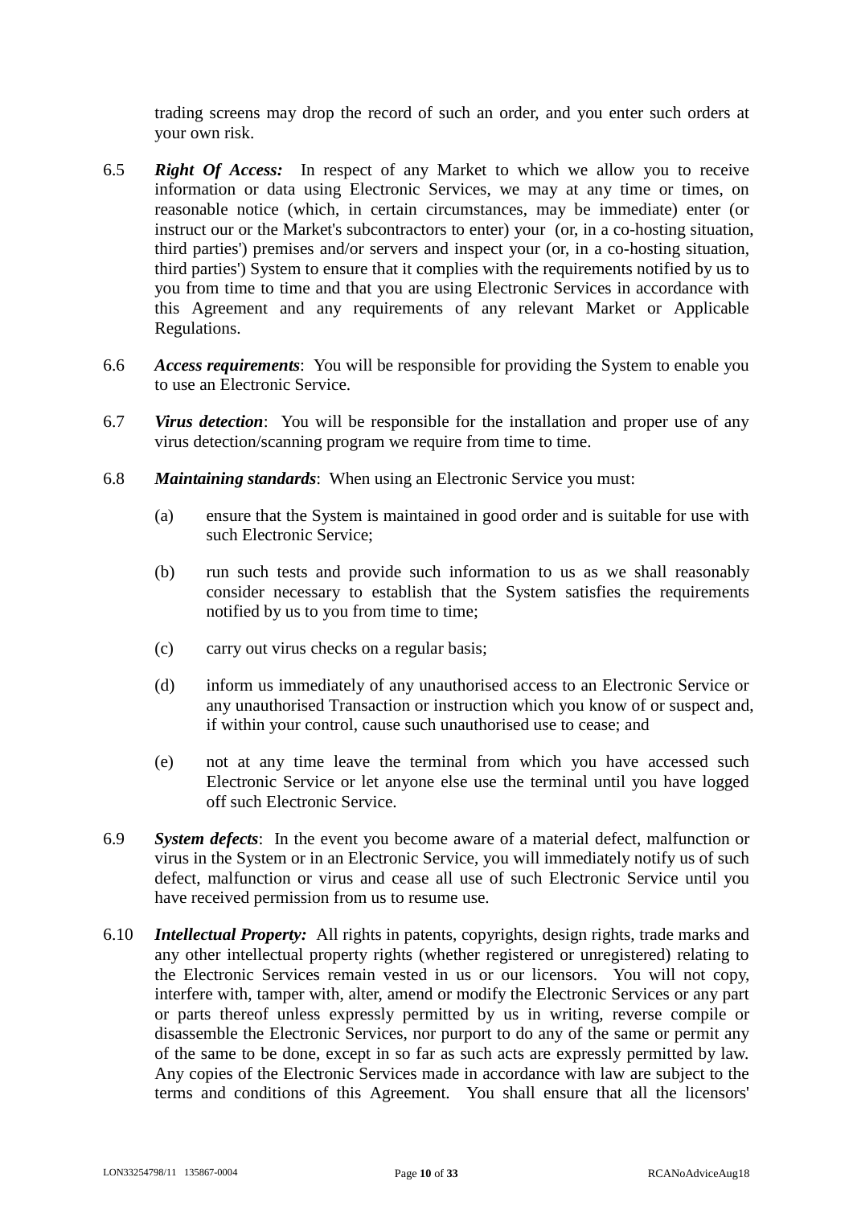trading screens may drop the record of such an order, and you enter such orders at your own risk.

6.5 ***Right Of Access:*** In respect of any Market to which we allow you to receive information or data using Electronic Services, we may at any time or times, on reasonable notice (which, in certain circumstances, may be immediate) enter (or instruct our or the Market's subcontractors to enter) your (or, in a co-hosting situation, third parties') premises and/or servers and inspect your (or, in a co-hosting situation, third parties') System to ensure that it complies with the requirements notified by us to you from time to time and that you are using Electronic Services in accordance with this Agreement and any requirements of any relevant Market or Applicable Regulations.

6.6 ***Access requirements***: You will be responsible for providing the System to enable you to use an Electronic Service.

6.7 ***Virus detection***: You will be responsible for the installation and proper use of any virus detection/scanning program we require from time to time.

6.8 ***Maintaining standards***: When using an Electronic Service you must:

(a) ensure that the System is maintained in good order and is suitable for use with such Electronic Service;

(b) run such tests and provide such information to us as we shall reasonably consider necessary to establish that the System satisfies the requirements notified by us to you from time to time;

(c) carry out virus checks on a regular basis;

(d) inform us immediately of any unauthorised access to an Electronic Service or any unauthorised Transaction or instruction which you know of or suspect and, if within your control, cause such unauthorised use to cease; and

(e) not at any time leave the terminal from which you have accessed such Electronic Service or let anyone else use the terminal until you have logged off such Electronic Service.

6.9 ***System defects***: In the event you become aware of a material defect, malfunction or virus in the System or in an Electronic Service, you will immediately notify us of such defect, malfunction or virus and cease all use of such Electronic Service until you have received permission from us to resume use.

6.10 ***Intellectual Property:*** All rights in patents, copyrights, design rights, trade marks and any other intellectual property rights (whether registered or unregistered) relating to the Electronic Services remain vested in us or our licensors. You will not copy, interfere with, tamper with, alter, amend or modify the Electronic Services or any part or parts thereof unless expressly permitted by us in writing, reverse compile or disassemble the Electronic Services, nor purport to do any of the same or permit any of the same to be done, except in so far as such acts are expressly permitted by law. Any copies of the Electronic Services made in accordance with law are subject to the terms and conditions of this Agreement. You shall ensure that all the licensors'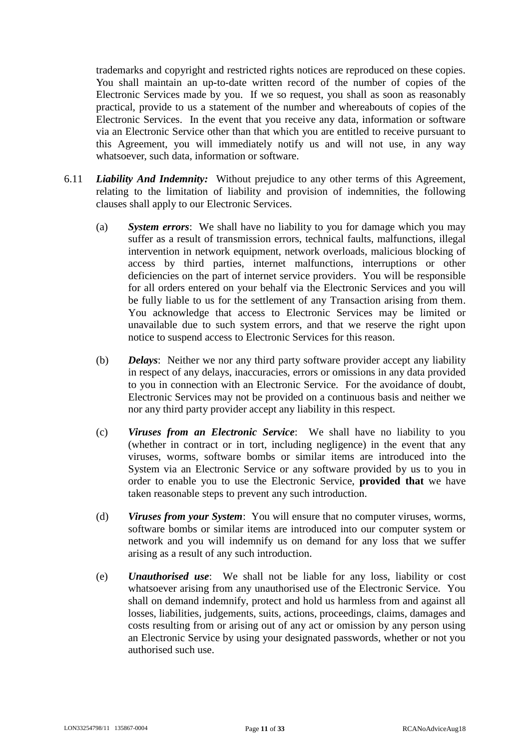trademarks and copyright and restricted rights notices are reproduced on these copies. You shall maintain an up-to-date written record of the number of copies of the Electronic Services made by you. If we so request, you shall as soon as reasonably practical, provide to us a statement of the number and whereabouts of copies of the Electronic Services. In the event that you receive any data, information or software via an Electronic Service other than that which you are entitled to receive pursuant to this Agreement, you will immediately notify us and will not use, in any way whatsoever, such data, information or software.

6.11 ***Liability And Indemnity:*** Without prejudice to any other terms of this Agreement, relating to the limitation of liability and provision of indemnities, the following clauses shall apply to our Electronic Services.

(a) ***System errors***: We shall have no liability to you for damage which you may suffer as a result of transmission errors, technical faults, malfunctions, illegal intervention in network equipment, network overloads, malicious blocking of access by third parties, internet malfunctions, interruptions or other deficiencies on the part of internet service providers. You will be responsible for all orders entered on your behalf via the Electronic Services and you will be fully liable to us for the settlement of any Transaction arising from them. You acknowledge that access to Electronic Services may be limited or unavailable due to such system errors, and that we reserve the right upon notice to suspend access to Electronic Services for this reason.

(b) ***Delays***: Neither we nor any third party software provider accept any liability in respect of any delays, inaccuracies, errors or omissions in any data provided to you in connection with an Electronic Service. For the avoidance of doubt, Electronic Services may not be provided on a continuous basis and neither we nor any third party provider accept any liability in this respect.

(c) ***Viruses from an Electronic Service***: We shall have no liability to you (whether in contract or in tort, including negligence) in the event that any viruses, worms, software bombs or similar items are introduced into the System via an Electronic Service or any software provided by us to you in order to enable you to use the Electronic Service, **provided that** we have taken reasonable steps to prevent any such introduction.

(d) ***Viruses from your System***: You will ensure that no computer viruses, worms, software bombs or similar items are introduced into our computer system or network and you will indemnify us on demand for any loss that we suffer arising as a result of any such introduction.

(e) ***Unauthorised use***: We shall not be liable for any loss, liability or cost whatsoever arising from any unauthorised use of the Electronic Service. You shall on demand indemnify, protect and hold us harmless from and against all losses, liabilities, judgements, suits, actions, proceedings, claims, damages and costs resulting from or arising out of any act or omission by any person using an Electronic Service by using your designated passwords, whether or not you authorised such use.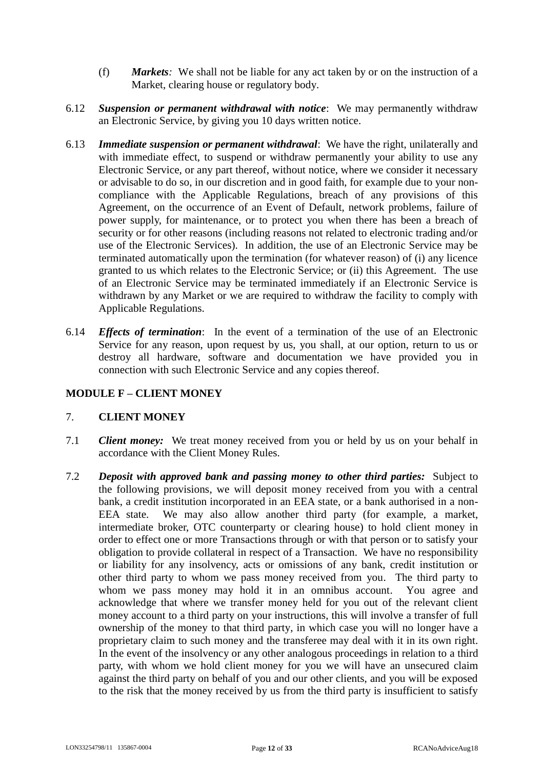(f) ***Markets**:* We shall not be liable for any act taken by or on the instruction of a Market, clearing house or regulatory body.

6.12 ***Suspension or permanent withdrawal with notice***: We may permanently withdraw an Electronic Service, by giving you 10 days written notice.

6.13 ***Immediate suspension or permanent withdrawal***: We have the right, unilaterally and with immediate effect, to suspend or withdraw permanently your ability to use any Electronic Service, or any part thereof, without notice, where we consider it necessary or advisable to do so, in our discretion and in good faith, for example due to your non-compliance with the Applicable Regulations, breach of any provisions of this Agreement, on the occurrence of an Event of Default, network problems, failure of power supply, for maintenance, or to protect you when there has been a breach of security or for other reasons (including reasons not related to electronic trading and/or use of the Electronic Services). In addition, the use of an Electronic Service may be terminated automatically upon the termination (for whatever reason) of (i) any licence granted to us which relates to the Electronic Service; or (ii) this Agreement. The use of an Electronic Service may be terminated immediately if an Electronic Service is withdrawn by any Market or we are required to withdraw the facility to comply with Applicable Regulations.

6.14 ***Effects of termination***: In the event of a termination of the use of an Electronic Service for any reason, upon request by us, you shall, at our option, return to us or destroy all hardware, software and documentation we have provided you in connection with such Electronic Service and any copies thereof.

## MODULE F – CLIENT MONEY

### 7. CLIENT MONEY

7.1 ***Client money:*** We treat money received from you or held by us on your behalf in accordance with the Client Money Rules.

7.2 ***Deposit with approved bank and passing money to other third parties:*** Subject to the following provisions, we will deposit money received from you with a central bank, a credit institution incorporated in an EEA state, or a bank authorised in a non-EEA state. We may also allow another third party (for example, a market, intermediate broker, OTC counterparty or clearing house) to hold client money in order to effect one or more Transactions through or with that person or to satisfy your obligation to provide collateral in respect of a Transaction. We have no responsibility or liability for any insolvency, acts or omissions of any bank, credit institution or other third party to whom we pass money received from you. The third party to whom we pass money may hold it in an omnibus account. You agree and acknowledge that where we transfer money held for you out of the relevant client money account to a third party on your instructions, this will involve a transfer of full ownership of the money to that third party, in which case you will no longer have a proprietary claim to such money and the transferee may deal with it in its own right. In the event of the insolvency or any other analogous proceedings in relation to a third party, with whom we hold client money for you we will have an unsecured claim against the third party on behalf of you and our other clients, and you will be exposed to the risk that the money received by us from the third party is insufficient to satisfy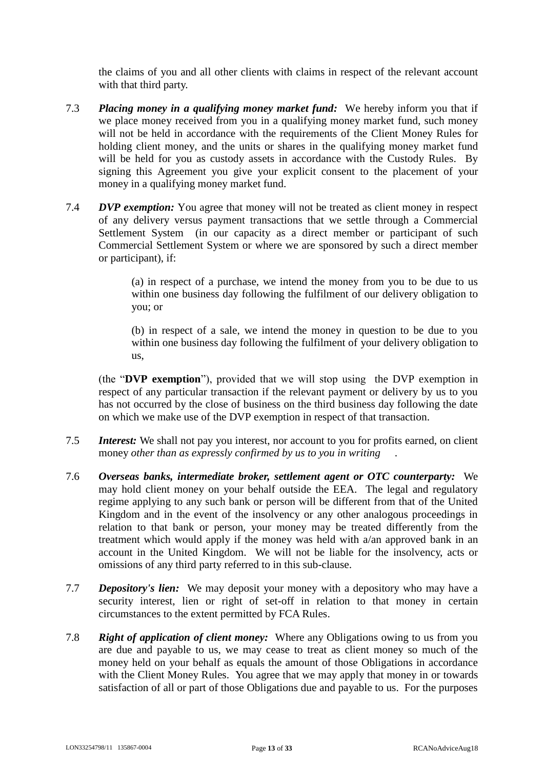the claims of you and all other clients with claims in respect of the relevant account with that third party.

7.3 ***Placing money in a qualifying money market fund:*** We hereby inform you that if we place money received from you in a qualifying money market fund, such money will not be held in accordance with the requirements of the Client Money Rules for holding client money, and the units or shares in the qualifying money market fund will be held for you as custody assets in accordance with the Custody Rules. By signing this Agreement you give your explicit consent to the placement of your money in a qualifying money market fund.

7.4 ***DVP exemption:*** You agree that money will not be treated as client money in respect of any delivery versus payment transactions that we settle through a Commercial Settlement System (in our capacity as a direct member or participant of such Commercial Settlement System or where we are sponsored by such a direct member or participant), if:

(a) in respect of a purchase, we intend the money from you to be due to us within one business day following the fulfilment of our delivery obligation to you; or

(b) in respect of a sale, we intend the money in question to be due to you within one business day following the fulfilment of your delivery obligation to us,

(the "**DVP exemption**"), provided that we will stop using the DVP exemption in respect of any particular transaction if the relevant payment or delivery by us to you has not occurred by the close of business on the third business day following the date on which we make use of the DVP exemption in respect of that transaction.

7.5 ***Interest:*** We shall not pay you interest, nor account to you for profits earned, on client money *other than as expressly confirmed by us to you in writing* .

7.6 ***Overseas banks, intermediate broker, settlement agent or OTC counterparty:*** We may hold client money on your behalf outside the EEA. The legal and regulatory regime applying to any such bank or person will be different from that of the United Kingdom and in the event of the insolvency or any other analogous proceedings in relation to that bank or person, your money may be treated differently from the treatment which would apply if the money was held with a/an approved bank in an account in the United Kingdom. We will not be liable for the insolvency, acts or omissions of any third party referred to in this sub-clause.

7.7 ***Depository's lien:*** We may deposit your money with a depository who may have a security interest, lien or right of set-off in relation to that money in certain circumstances to the extent permitted by FCA Rules.

7.8 ***Right of application of client money:*** Where any Obligations owing to us from you are due and payable to us, we may cease to treat as client money so much of the money held on your behalf as equals the amount of those Obligations in accordance with the Client Money Rules. You agree that we may apply that money in or towards satisfaction of all or part of those Obligations due and payable to us. For the purposes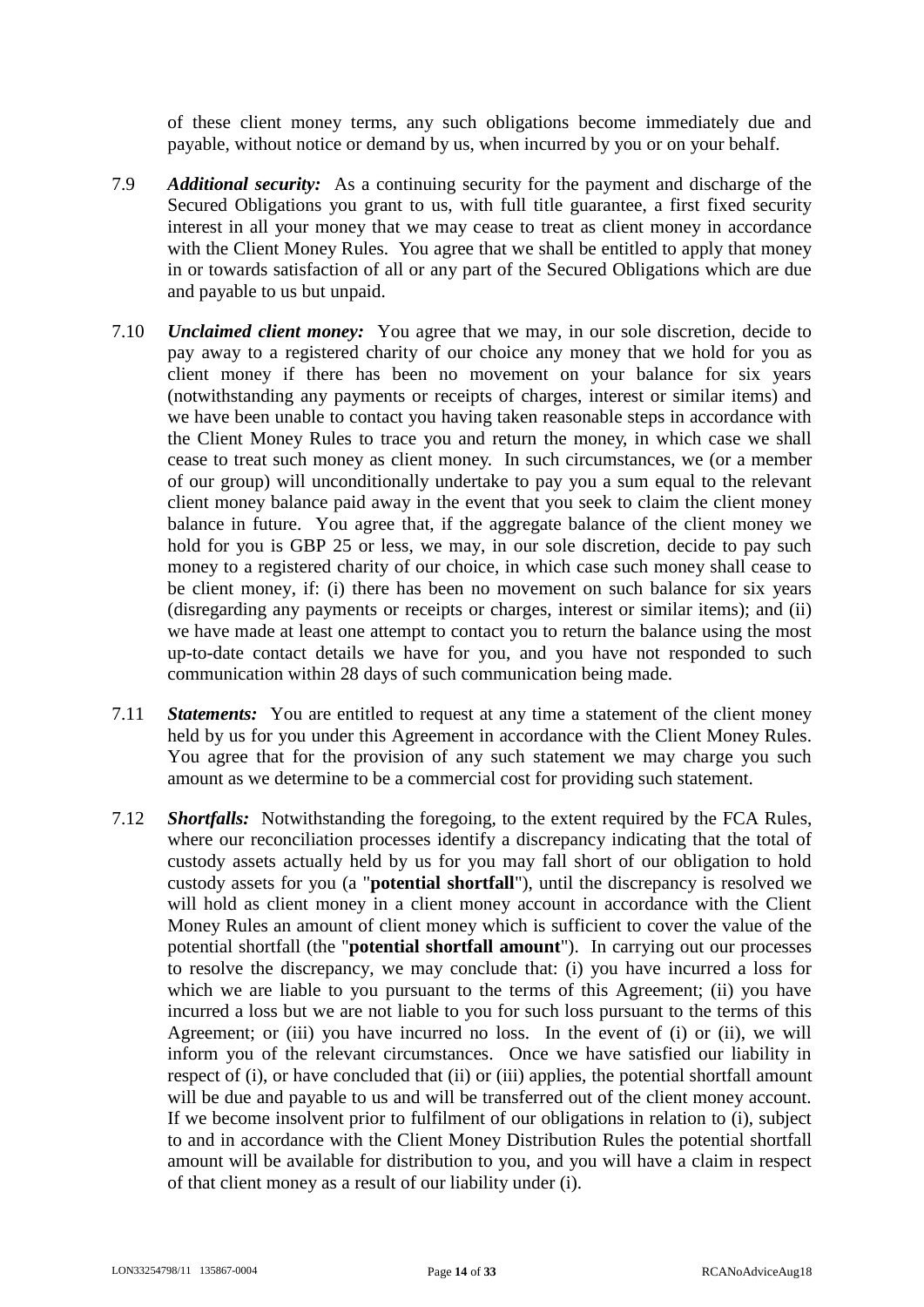of these client money terms, any such obligations become immediately due and payable, without notice or demand by us, when incurred by you or on your behalf.

7.9 ***Additional security:*** As a continuing security for the payment and discharge of the Secured Obligations you grant to us, with full title guarantee, a first fixed security interest in all your money that we may cease to treat as client money in accordance with the Client Money Rules. You agree that we shall be entitled to apply that money in or towards satisfaction of all or any part of the Secured Obligations which are due and payable to us but unpaid.

7.10 ***Unclaimed client money:*** You agree that we may, in our sole discretion, decide to pay away to a registered charity of our choice any money that we hold for you as client money if there has been no movement on your balance for six years (notwithstanding any payments or receipts of charges, interest or similar items) and we have been unable to contact you having taken reasonable steps in accordance with the Client Money Rules to trace you and return the money, in which case we shall cease to treat such money as client money. In such circumstances, we (or a member of our group) will unconditionally undertake to pay you a sum equal to the relevant client money balance paid away in the event that you seek to claim the client money balance in future. You agree that, if the aggregate balance of the client money we hold for you is GBP 25 or less, we may, in our sole discretion, decide to pay such money to a registered charity of our choice, in which case such money shall cease to be client money, if: (i) there has been no movement on such balance for six years (disregarding any payments or receipts or charges, interest or similar items); and (ii) we have made at least one attempt to contact you to return the balance using the most up-to-date contact details we have for you, and you have not responded to such communication within 28 days of such communication being made.

7.11 ***Statements:*** You are entitled to request at any time a statement of the client money held by us for you under this Agreement in accordance with the Client Money Rules. You agree that for the provision of any such statement we may charge you such amount as we determine to be a commercial cost for providing such statement.

7.12 ***Shortfalls:*** Notwithstanding the foregoing, to the extent required by the FCA Rules, where our reconciliation processes identify a discrepancy indicating that the total of custody assets actually held by us for you may fall short of our obligation to hold custody assets for you (a "**potential shortfall**"), until the discrepancy is resolved we will hold as client money in a client money account in accordance with the Client Money Rules an amount of client money which is sufficient to cover the value of the potential shortfall (the "**potential shortfall amount**"). In carrying out our processes to resolve the discrepancy, we may conclude that: (i) you have incurred a loss for which we are liable to you pursuant to the terms of this Agreement; (ii) you have incurred a loss but we are not liable to you for such loss pursuant to the terms of this Agreement; or (iii) you have incurred no loss. In the event of (i) or (ii), we will inform you of the relevant circumstances. Once we have satisfied our liability in respect of (i), or have concluded that (ii) or (iii) applies, the potential shortfall amount will be due and payable to us and will be transferred out of the client money account. If we become insolvent prior to fulfilment of our obligations in relation to (i), subject to and in accordance with the Client Money Distribution Rules the potential shortfall amount will be available for distribution to you, and you will have a claim in respect of that client money as a result of our liability under (i).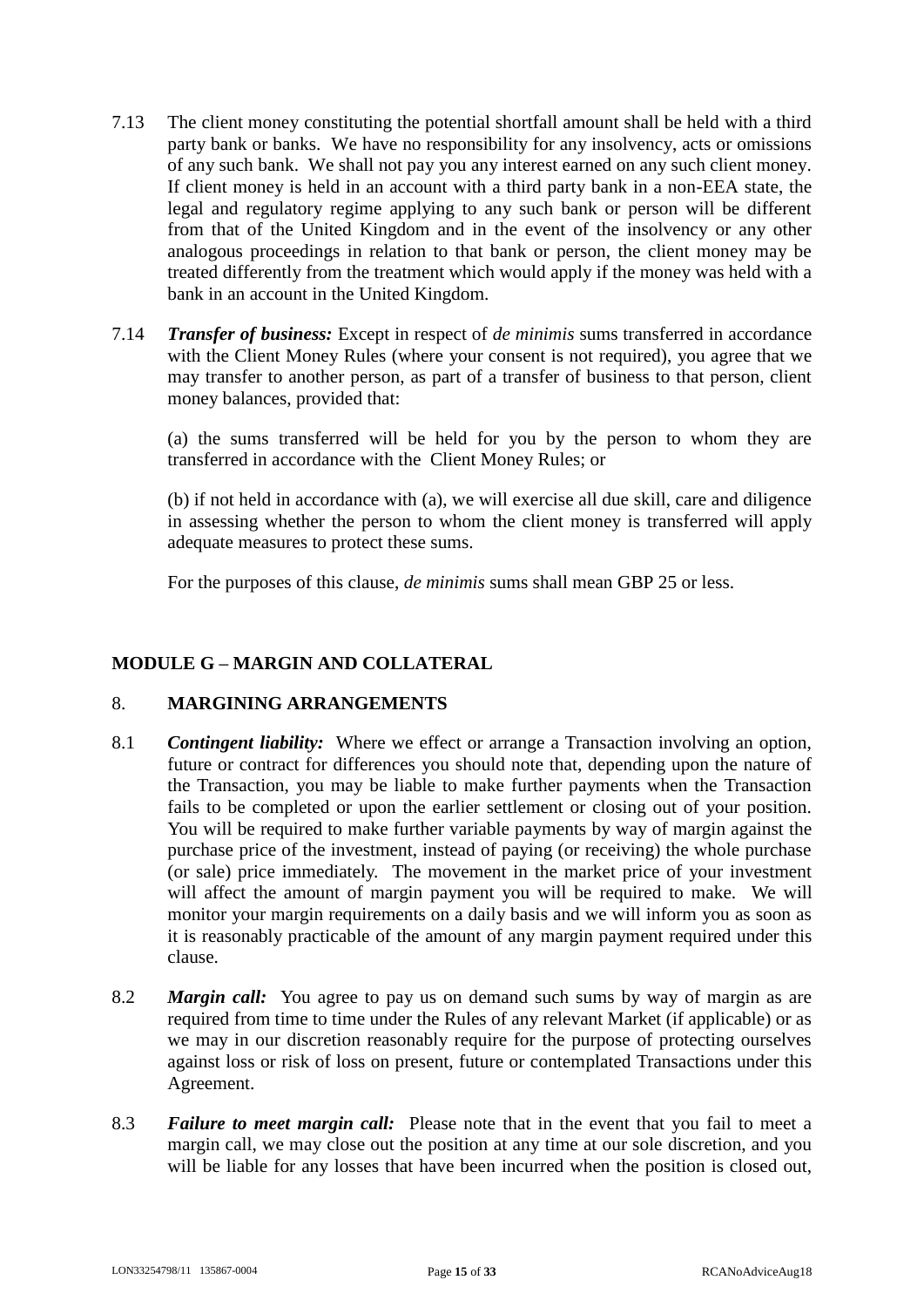7.13 The client money constituting the potential shortfall amount shall be held with a third party bank or banks. We have no responsibility for any insolvency, acts or omissions of any such bank. We shall not pay you any interest earned on any such client money. If client money is held in an account with a third party bank in a non-EEA state, the legal and regulatory regime applying to any such bank or person will be different from that of the United Kingdom and in the event of the insolvency or any other analogous proceedings in relation to that bank or person, the client money may be treated differently from the treatment which would apply if the money was held with a bank in an account in the United Kingdom.

7.14 ***Transfer of business:*** Except in respect of *de minimis* sums transferred in accordance with the Client Money Rules (where your consent is not required), you agree that we may transfer to another person, as part of a transfer of business to that person, client money balances, provided that:

(a) the sums transferred will be held for you by the person to whom they are transferred in accordance with the Client Money Rules; or

(b) if not held in accordance with (a), we will exercise all due skill, care and diligence in assessing whether the person to whom the client money is transferred will apply adequate measures to protect these sums.

For the purposes of this clause, *de minimis* sums shall mean GBP 25 or less.

## MODULE G – MARGIN AND COLLATERAL

### 8. MARGINING ARRANGEMENTS

8.1 ***Contingent liability:*** Where we effect or arrange a Transaction involving an option, future or contract for differences you should note that, depending upon the nature of the Transaction, you may be liable to make further payments when the Transaction fails to be completed or upon the earlier settlement or closing out of your position. You will be required to make further variable payments by way of margin against the purchase price of the investment, instead of paying (or receiving) the whole purchase (or sale) price immediately. The movement in the market price of your investment will affect the amount of margin payment you will be required to make. We will monitor your margin requirements on a daily basis and we will inform you as soon as it is reasonably practicable of the amount of any margin payment required under this clause.

8.2 ***Margin call:*** You agree to pay us on demand such sums by way of margin as are required from time to time under the Rules of any relevant Market (if applicable) or as we may in our discretion reasonably require for the purpose of protecting ourselves against loss or risk of loss on present, future or contemplated Transactions under this Agreement.

8.3 ***Failure to meet margin call:*** Please note that in the event that you fail to meet a margin call, we may close out the position at any time at our sole discretion, and you will be liable for any losses that have been incurred when the position is closed out,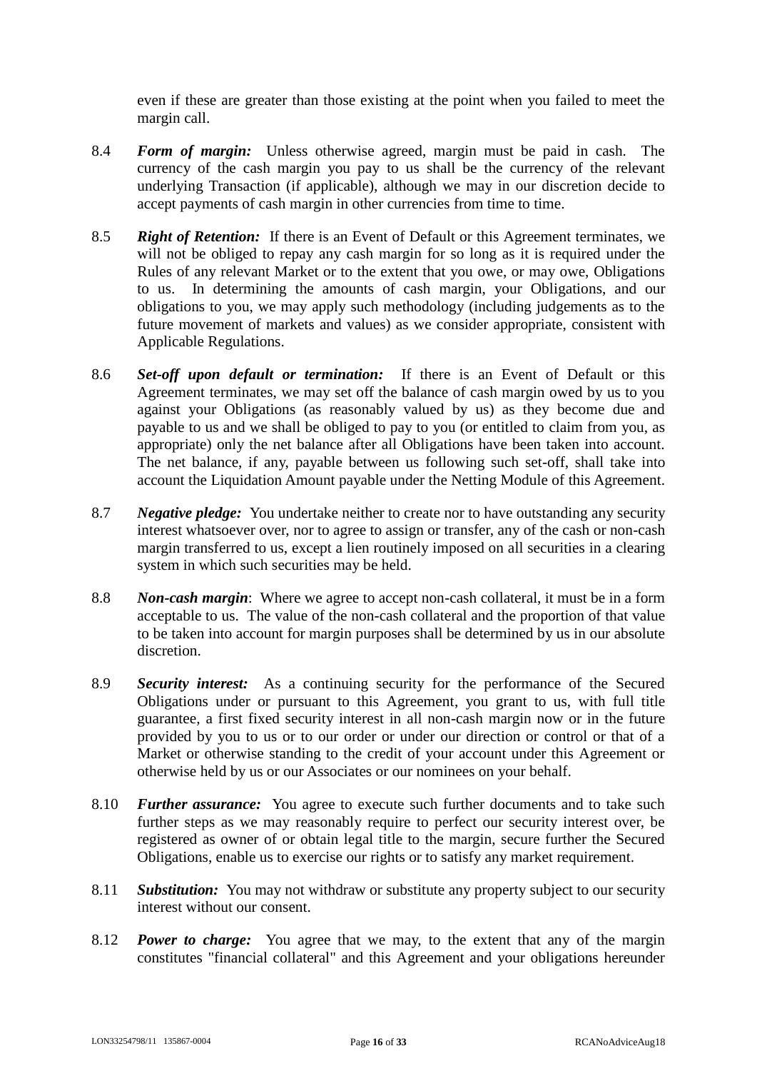even if these are greater than those existing at the point when you failed to meet the margin call.

8.4 ***Form of margin:*** Unless otherwise agreed, margin must be paid in cash. The currency of the cash margin you pay to us shall be the currency of the relevant underlying Transaction (if applicable), although we may in our discretion decide to accept payments of cash margin in other currencies from time to time.

8.5 ***Right of Retention:*** If there is an Event of Default or this Agreement terminates, we will not be obliged to repay any cash margin for so long as it is required under the Rules of any relevant Market or to the extent that you owe, or may owe, Obligations to us. In determining the amounts of cash margin, your Obligations, and our obligations to you, we may apply such methodology (including judgements as to the future movement of markets and values) as we consider appropriate, consistent with Applicable Regulations.

8.6 ***Set-off upon default or termination:*** If there is an Event of Default or this Agreement terminates, we may set off the balance of cash margin owed by us to you against your Obligations (as reasonably valued by us) as they become due and payable to us and we shall be obliged to pay to you (or entitled to claim from you, as appropriate) only the net balance after all Obligations have been taken into account. The net balance, if any, payable between us following such set-off, shall take into account the Liquidation Amount payable under the Netting Module of this Agreement.

8.7 ***Negative pledge:*** You undertake neither to create nor to have outstanding any security interest whatsoever over, nor to agree to assign or transfer, any of the cash or non-cash margin transferred to us, except a lien routinely imposed on all securities in a clearing system in which such securities may be held.

8.8 ***Non-cash margin***: Where we agree to accept non-cash collateral, it must be in a form acceptable to us. The value of the non-cash collateral and the proportion of that value to be taken into account for margin purposes shall be determined by us in our absolute discretion.

8.9 ***Security interest:*** As a continuing security for the performance of the Secured Obligations under or pursuant to this Agreement, you grant to us, with full title guarantee, a first fixed security interest in all non-cash margin now or in the future provided by you to us or to our order or under our direction or control or that of a Market or otherwise standing to the credit of your account under this Agreement or otherwise held by us or our Associates or our nominees on your behalf.

8.10 ***Further assurance:*** You agree to execute such further documents and to take such further steps as we may reasonably require to perfect our security interest over, be registered as owner of or obtain legal title to the margin, secure further the Secured Obligations, enable us to exercise our rights or to satisfy any market requirement.

8.11 ***Substitution:*** You may not withdraw or substitute any property subject to our security interest without our consent.

8.12 ***Power to charge:*** You agree that we may, to the extent that any of the margin constitutes "financial collateral" and this Agreement and your obligations hereunder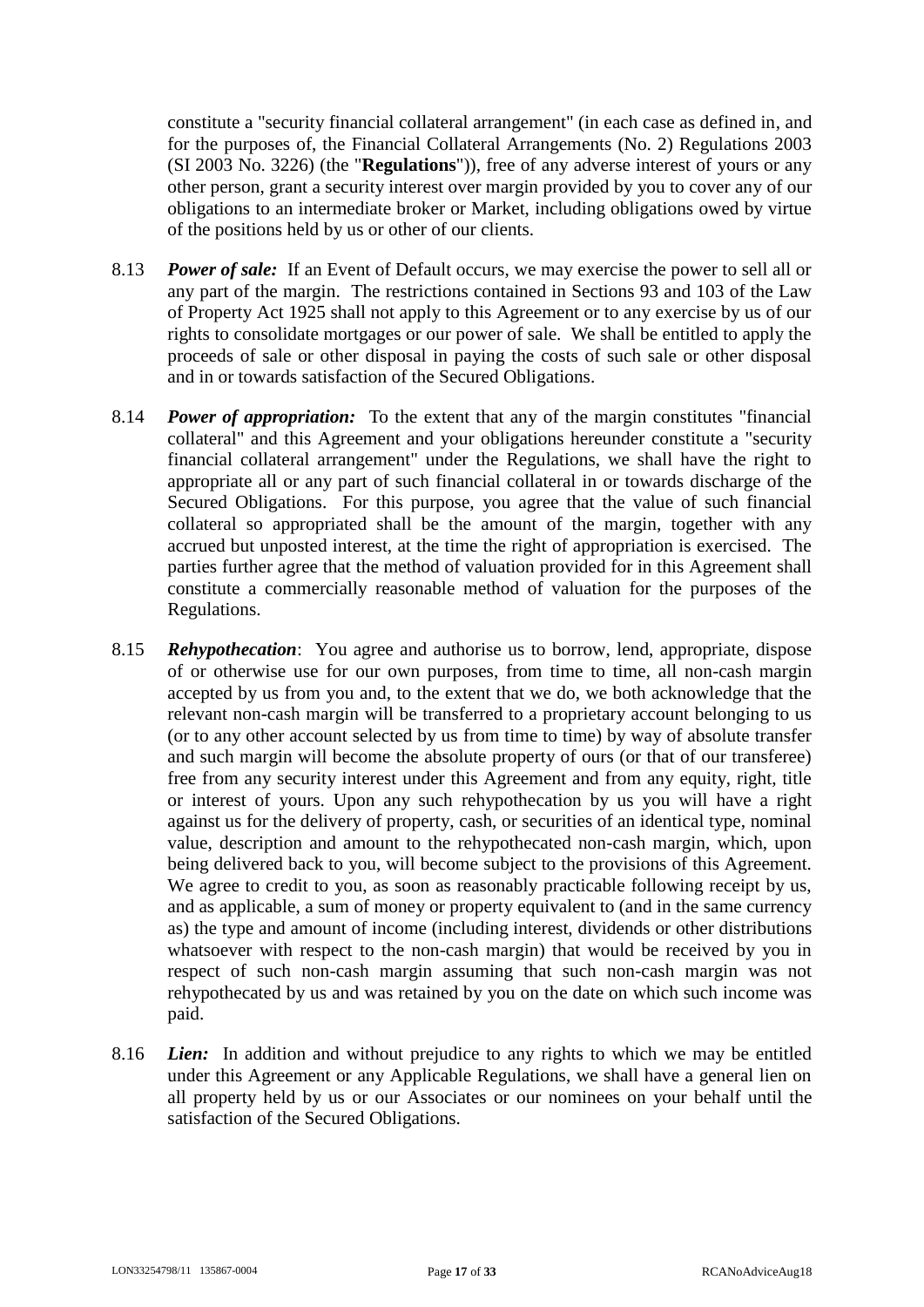constitute a "security financial collateral arrangement" (in each case as defined in, and for the purposes of, the Financial Collateral Arrangements (No. 2) Regulations 2003 (SI 2003 No. 3226) (the "**Regulations**")), free of any adverse interest of yours or any other person, grant a security interest over margin provided by you to cover any of our obligations to an intermediate broker or Market, including obligations owed by virtue of the positions held by us or other of our clients.

8.13 ***Power of sale:*** If an Event of Default occurs, we may exercise the power to sell all or any part of the margin. The restrictions contained in Sections 93 and 103 of the Law of Property Act 1925 shall not apply to this Agreement or to any exercise by us of our rights to consolidate mortgages or our power of sale. We shall be entitled to apply the proceeds of sale or other disposal in paying the costs of such sale or other disposal and in or towards satisfaction of the Secured Obligations.

8.14 ***Power of appropriation:*** To the extent that any of the margin constitutes "financial collateral" and this Agreement and your obligations hereunder constitute a "security financial collateral arrangement" under the Regulations, we shall have the right to appropriate all or any part of such financial collateral in or towards discharge of the Secured Obligations. For this purpose, you agree that the value of such financial collateral so appropriated shall be the amount of the margin, together with any accrued but unposted interest, at the time the right of appropriation is exercised. The parties further agree that the method of valuation provided for in this Agreement shall constitute a commercially reasonable method of valuation for the purposes of the Regulations.

8.15 ***Rehypothecation***: You agree and authorise us to borrow, lend, appropriate, dispose of or otherwise use for our own purposes, from time to time, all non-cash margin accepted by us from you and, to the extent that we do, we both acknowledge that the relevant non-cash margin will be transferred to a proprietary account belonging to us (or to any other account selected by us from time to time) by way of absolute transfer and such margin will become the absolute property of ours (or that of our transferee) free from any security interest under this Agreement and from any equity, right, title or interest of yours. Upon any such rehypothecation by us you will have a right against us for the delivery of property, cash, or securities of an identical type, nominal value, description and amount to the rehypothecated non-cash margin, which, upon being delivered back to you, will become subject to the provisions of this Agreement. We agree to credit to you, as soon as reasonably practicable following receipt by us, and as applicable, a sum of money or property equivalent to (and in the same currency as) the type and amount of income (including interest, dividends or other distributions whatsoever with respect to the non-cash margin) that would be received by you in respect of such non-cash margin assuming that such non-cash margin was not rehypothecated by us and was retained by you on the date on which such income was paid.

8.16 ***Lien:*** In addition and without prejudice to any rights to which we may be entitled under this Agreement or any Applicable Regulations, we shall have a general lien on all property held by us or our Associates or our nominees on your behalf until the satisfaction of the Secured Obligations.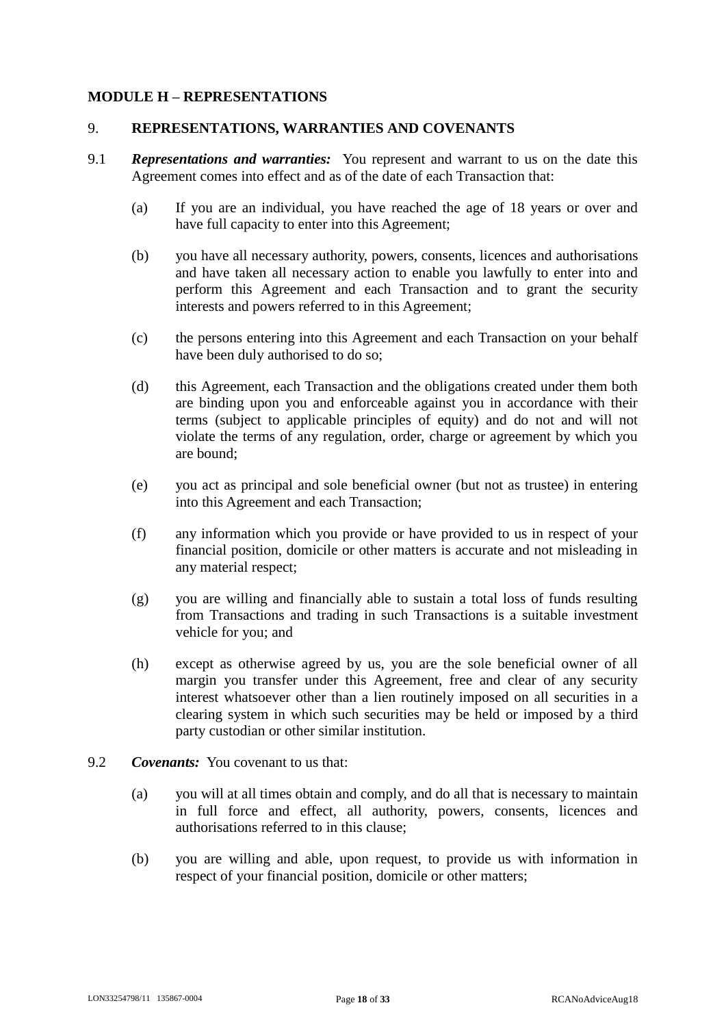## MODULE H – REPRESENTATIONS

### 9. REPRESENTATIONS, WARRANTIES AND COVENANTS

9.1 ***Representations and warranties:*** You represent and warrant to us on the date this Agreement comes into effect and as of the date of each Transaction that:

(a) If you are an individual, you have reached the age of 18 years or over and have full capacity to enter into this Agreement;

(b) you have all necessary authority, powers, consents, licences and authorisations and have taken all necessary action to enable you lawfully to enter into and perform this Agreement and each Transaction and to grant the security interests and powers referred to in this Agreement;

(c) the persons entering into this Agreement and each Transaction on your behalf have been duly authorised to do so;

(d) this Agreement, each Transaction and the obligations created under them both are binding upon you and enforceable against you in accordance with their terms (subject to applicable principles of equity) and do not and will not violate the terms of any regulation, order, charge or agreement by which you are bound;

(e) you act as principal and sole beneficial owner (but not as trustee) in entering into this Agreement and each Transaction;

(f) any information which you provide or have provided to us in respect of your financial position, domicile or other matters is accurate and not misleading in any material respect;

(g) you are willing and financially able to sustain a total loss of funds resulting from Transactions and trading in such Transactions is a suitable investment vehicle for you; and

(h) except as otherwise agreed by us, you are the sole beneficial owner of all margin you transfer under this Agreement, free and clear of any security interest whatsoever other than a lien routinely imposed on all securities in a clearing system in which such securities may be held or imposed by a third party custodian or other similar institution.

9.2 ***Covenants:*** You covenant to us that:

(a) you will at all times obtain and comply, and do all that is necessary to maintain in full force and effect, all authority, powers, consents, licences and authorisations referred to in this clause;

(b) you are willing and able, upon request, to provide us with information in respect of your financial position, domicile or other matters;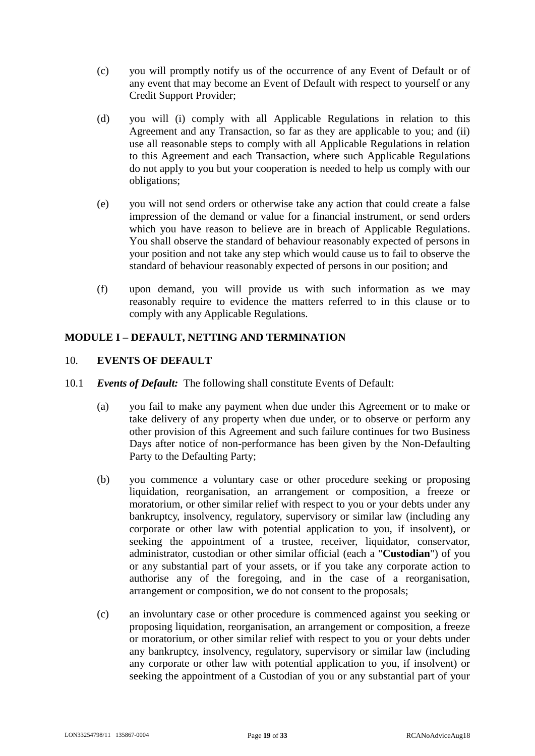(c) you will promptly notify us of the occurrence of any Event of Default or of any event that may become an Event of Default with respect to yourself or any Credit Support Provider;

(d) you will (i) comply with all Applicable Regulations in relation to this Agreement and any Transaction, so far as they are applicable to you; and (ii) use all reasonable steps to comply with all Applicable Regulations in relation to this Agreement and each Transaction, where such Applicable Regulations do not apply to you but your cooperation is needed to help us comply with our obligations;

(e) you will not send orders or otherwise take any action that could create a false impression of the demand or value for a financial instrument, or send orders which you have reason to believe are in breach of Applicable Regulations. You shall observe the standard of behaviour reasonably expected of persons in your position and not take any step which would cause us to fail to observe the standard of behaviour reasonably expected of persons in our position; and

(f) upon demand, you will provide us with such information as we may reasonably require to evidence the matters referred to in this clause or to comply with any Applicable Regulations.

## MODULE I – DEFAULT, NETTING AND TERMINATION

### 10. EVENTS OF DEFAULT

10.1 ***Events of Default:*** The following shall constitute Events of Default:

(a) you fail to make any payment when due under this Agreement or to make or take delivery of any property when due under, or to observe or perform any other provision of this Agreement and such failure continues for two Business Days after notice of non-performance has been given by the Non-Defaulting Party to the Defaulting Party;

(b) you commence a voluntary case or other procedure seeking or proposing liquidation, reorganisation, an arrangement or composition, a freeze or moratorium, or other similar relief with respect to you or your debts under any bankruptcy, insolvency, regulatory, supervisory or similar law (including any corporate or other law with potential application to you, if insolvent), or seeking the appointment of a trustee, receiver, liquidator, conservator, administrator, custodian or other similar official (each a "**Custodian**") of you or any substantial part of your assets, or if you take any corporate action to authorise any of the foregoing, and in the case of a reorganisation, arrangement or composition, we do not consent to the proposals;

(c) an involuntary case or other procedure is commenced against you seeking or proposing liquidation, reorganisation, an arrangement or composition, a freeze or moratorium, or other similar relief with respect to you or your debts under any bankruptcy, insolvency, regulatory, supervisory or similar law (including any corporate or other law with potential application to you, if insolvent) or seeking the appointment of a Custodian of you or any substantial part of your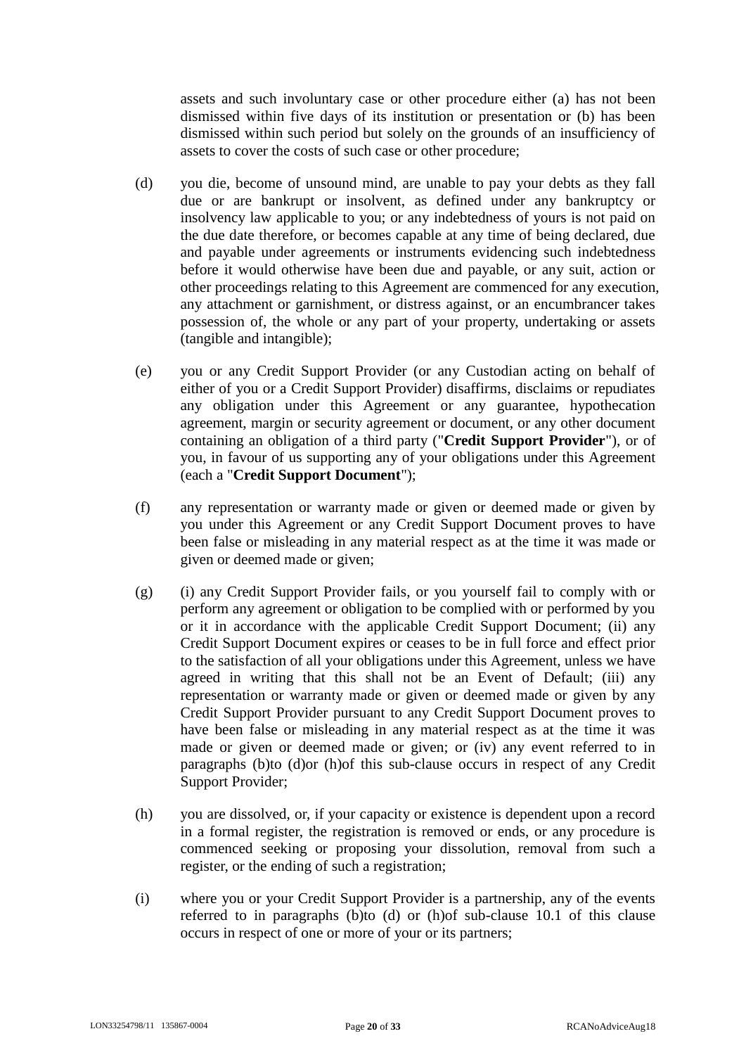assets and such involuntary case or other procedure either (a) has not been dismissed within five days of its institution or presentation or (b) has been dismissed within such period but solely on the grounds of an insufficiency of assets to cover the costs of such case or other procedure;

(d) you die, become of unsound mind, are unable to pay your debts as they fall due or are bankrupt or insolvent, as defined under any bankruptcy or insolvency law applicable to you; or any indebtedness of yours is not paid on the due date therefore, or becomes capable at any time of being declared, due and payable under agreements or instruments evidencing such indebtedness before it would otherwise have been due and payable, or any suit, action or other proceedings relating to this Agreement are commenced for any execution, any attachment or garnishment, or distress against, or an encumbrancer takes possession of, the whole or any part of your property, undertaking or assets (tangible and intangible);

(e) you or any Credit Support Provider (or any Custodian acting on behalf of either of you or a Credit Support Provider) disaffirms, disclaims or repudiates any obligation under this Agreement or any guarantee, hypothecation agreement, margin or security agreement or document, or any other document containing an obligation of a third party ("**Credit Support Provider**"), or of you, in favour of us supporting any of your obligations under this Agreement (each a "**Credit Support Document**");

(f) any representation or warranty made or given or deemed made or given by you under this Agreement or any Credit Support Document proves to have been false or misleading in any material respect as at the time it was made or given or deemed made or given;

(g) (i) any Credit Support Provider fails, or you yourself fail to comply with or perform any agreement or obligation to be complied with or performed by you or it in accordance with the applicable Credit Support Document; (ii) any Credit Support Document expires or ceases to be in full force and effect prior to the satisfaction of all your obligations under this Agreement, unless we have agreed in writing that this shall not be an Event of Default; (iii) any representation or warranty made or given or deemed made or given by any Credit Support Provider pursuant to any Credit Support Document proves to have been false or misleading in any material respect as at the time it was made or given or deemed made or given; or (iv) any event referred to in paragraphs (b)to (d)or (h)of this sub-clause occurs in respect of any Credit Support Provider;

(h) you are dissolved, or, if your capacity or existence is dependent upon a record in a formal register, the registration is removed or ends, or any procedure is commenced seeking or proposing your dissolution, removal from such a register, or the ending of such a registration;

(i) where you or your Credit Support Provider is a partnership, any of the events referred to in paragraphs (b)to (d) or (h)of sub-clause 10.1 of this clause occurs in respect of one or more of your or its partners;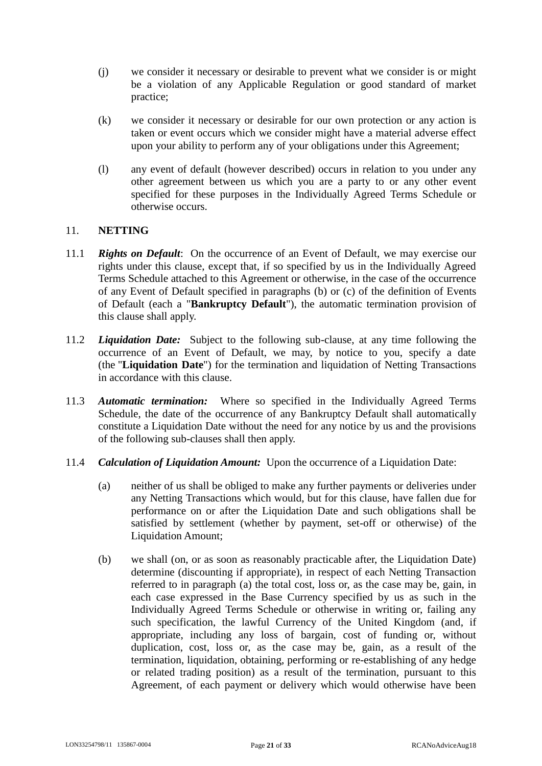(j) we consider it necessary or desirable to prevent what we consider is or might be a violation of any Applicable Regulation or good standard of market practice;

(k) we consider it necessary or desirable for our own protection or any action is taken or event occurs which we consider might have a material adverse effect upon your ability to perform any of your obligations under this Agreement;

(l) any event of default (however described) occurs in relation to you under any other agreement between us which you are a party to or any other event specified for these purposes in the Individually Agreed Terms Schedule or otherwise occurs.

## 11. NETTING

11.1 ***Rights on Default***: On the occurrence of an Event of Default, we may exercise our rights under this clause, except that, if so specified by us in the Individually Agreed Terms Schedule attached to this Agreement or otherwise, in the case of the occurrence of any Event of Default specified in paragraphs (b) or (c) of the definition of Events of Default (each a "**Bankruptcy Default**"), the automatic termination provision of this clause shall apply.

11.2 ***Liquidation Date:*** Subject to the following sub-clause, at any time following the occurrence of an Event of Default, we may, by notice to you, specify a date (the "**Liquidation Date**") for the termination and liquidation of Netting Transactions in accordance with this clause.

11.3 ***Automatic termination:*** Where so specified in the Individually Agreed Terms Schedule, the date of the occurrence of any Bankruptcy Default shall automatically constitute a Liquidation Date without the need for any notice by us and the provisions of the following sub-clauses shall then apply.

11.4 ***Calculation of Liquidation Amount:*** Upon the occurrence of a Liquidation Date:

(a) neither of us shall be obliged to make any further payments or deliveries under any Netting Transactions which would, but for this clause, have fallen due for performance on or after the Liquidation Date and such obligations shall be satisfied by settlement (whether by payment, set-off or otherwise) of the Liquidation Amount;

(b) we shall (on, or as soon as reasonably practicable after, the Liquidation Date) determine (discounting if appropriate), in respect of each Netting Transaction referred to in paragraph (a) the total cost, loss or, as the case may be, gain, in each case expressed in the Base Currency specified by us as such in the Individually Agreed Terms Schedule or otherwise in writing or, failing any such specification, the lawful Currency of the United Kingdom (and, if appropriate, including any loss of bargain, cost of funding or, without duplication, cost, loss or, as the case may be, gain, as a result of the termination, liquidation, obtaining, performing or re-establishing of any hedge or related trading position) as a result of the termination, pursuant to this Agreement, of each payment or delivery which would otherwise have been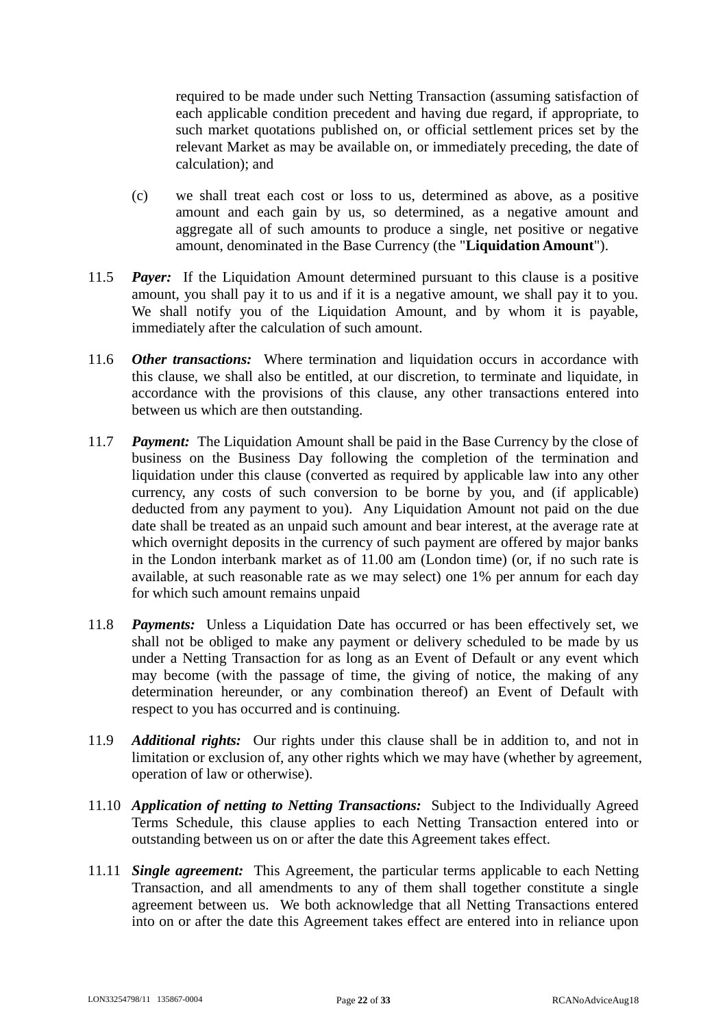required to be made under such Netting Transaction (assuming satisfaction of each applicable condition precedent and having due regard, if appropriate, to such market quotations published on, or official settlement prices set by the relevant Market as may be available on, or immediately preceding, the date of calculation); and

(c) we shall treat each cost or loss to us, determined as above, as a positive amount and each gain by us, so determined, as a negative amount and aggregate all of such amounts to produce a single, net positive or negative amount, denominated in the Base Currency (the "**Liquidation Amount**").

11.5 ***Payer:*** If the Liquidation Amount determined pursuant to this clause is a positive amount, you shall pay it to us and if it is a negative amount, we shall pay it to you. We shall notify you of the Liquidation Amount, and by whom it is payable, immediately after the calculation of such amount.

11.6 ***Other transactions:*** Where termination and liquidation occurs in accordance with this clause, we shall also be entitled, at our discretion, to terminate and liquidate, in accordance with the provisions of this clause, any other transactions entered into between us which are then outstanding.

11.7 ***Payment:*** The Liquidation Amount shall be paid in the Base Currency by the close of business on the Business Day following the completion of the termination and liquidation under this clause (converted as required by applicable law into any other currency, any costs of such conversion to be borne by you, and (if applicable) deducted from any payment to you). Any Liquidation Amount not paid on the due date shall be treated as an unpaid such amount and bear interest, at the average rate at which overnight deposits in the currency of such payment are offered by major banks in the London interbank market as of 11.00 am (London time) (or, if no such rate is available, at such reasonable rate as we may select) one 1% per annum for each day for which such amount remains unpaid

11.8 ***Payments:*** Unless a Liquidation Date has occurred or has been effectively set, we shall not be obliged to make any payment or delivery scheduled to be made by us under a Netting Transaction for as long as an Event of Default or any event which may become (with the passage of time, the giving of notice, the making of any determination hereunder, or any combination thereof) an Event of Default with respect to you has occurred and is continuing.

11.9 ***Additional rights:*** Our rights under this clause shall be in addition to, and not in limitation or exclusion of, any other rights which we may have (whether by agreement, operation of law or otherwise).

11.10 ***Application of netting to Netting Transactions:*** Subject to the Individually Agreed Terms Schedule, this clause applies to each Netting Transaction entered into or outstanding between us on or after the date this Agreement takes effect.

11.11 ***Single agreement:*** This Agreement, the particular terms applicable to each Netting Transaction, and all amendments to any of them shall together constitute a single agreement between us. We both acknowledge that all Netting Transactions entered into on or after the date this Agreement takes effect are entered into in reliance upon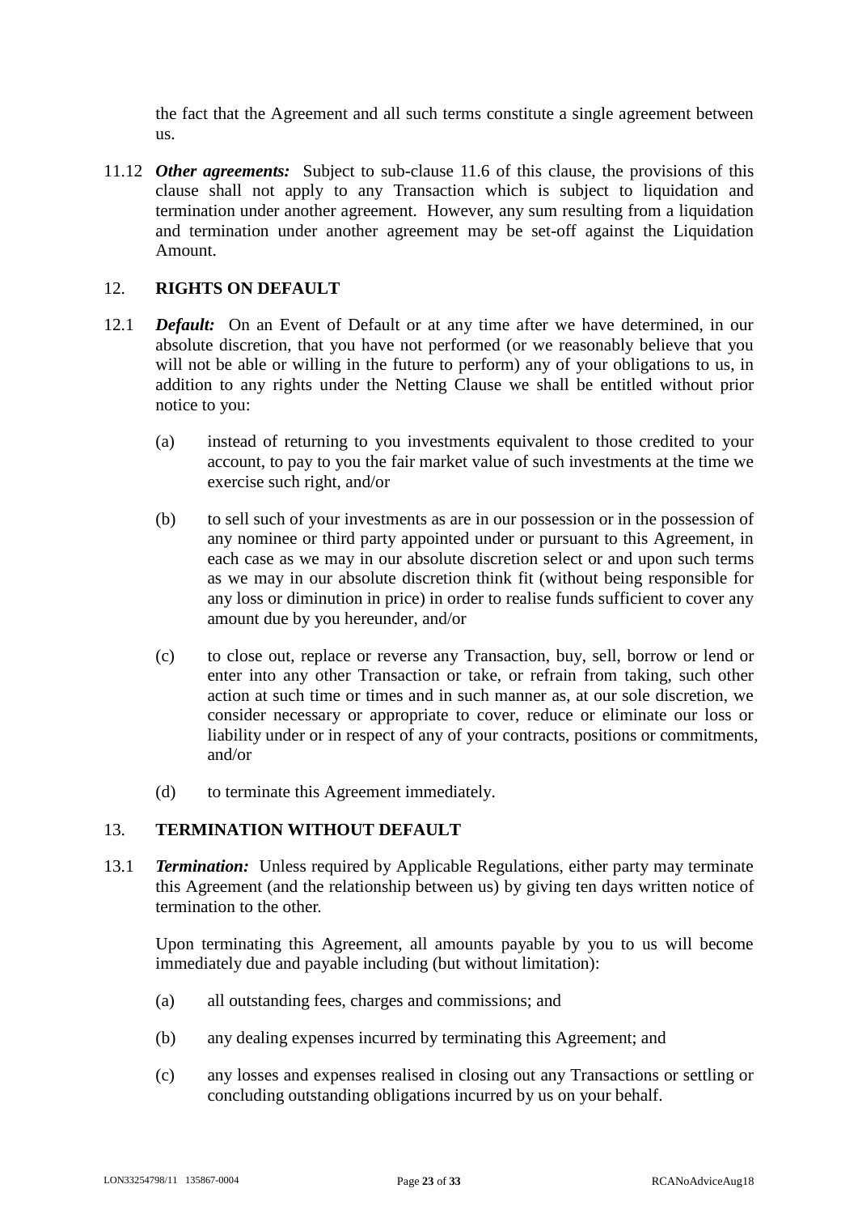the fact that the Agreement and all such terms constitute a single agreement between us.

11.12 ***Other agreements:*** Subject to sub-clause 11.6 of this clause, the provisions of this clause shall not apply to any Transaction which is subject to liquidation and termination under another agreement. However, any sum resulting from a liquidation and termination under another agreement may be set-off against the Liquidation Amount.

## 12. RIGHTS ON DEFAULT

12.1 ***Default:*** On an Event of Default or at any time after we have determined, in our absolute discretion, that you have not performed (or we reasonably believe that you will not be able or willing in the future to perform) any of your obligations to us, in addition to any rights under the Netting Clause we shall be entitled without prior notice to you:

(a) instead of returning to you investments equivalent to those credited to your account, to pay to you the fair market value of such investments at the time we exercise such right, and/or

(b) to sell such of your investments as are in our possession or in the possession of any nominee or third party appointed under or pursuant to this Agreement, in each case as we may in our absolute discretion select or and upon such terms as we may in our absolute discretion think fit (without being responsible for any loss or diminution in price) in order to realise funds sufficient to cover any amount due by you hereunder, and/or

(c) to close out, replace or reverse any Transaction, buy, sell, borrow or lend or enter into any other Transaction or take, or refrain from taking, such other action at such time or times and in such manner as, at our sole discretion, we consider necessary or appropriate to cover, reduce or eliminate our loss or liability under or in respect of any of your contracts, positions or commitments, and/or

(d) to terminate this Agreement immediately.

## 13. TERMINATION WITHOUT DEFAULT

13.1 ***Termination:*** Unless required by Applicable Regulations, either party may terminate this Agreement (and the relationship between us) by giving ten days written notice of termination to the other.

Upon terminating this Agreement, all amounts payable by you to us will become immediately due and payable including (but without limitation):

(a) all outstanding fees, charges and commissions; and

(b) any dealing expenses incurred by terminating this Agreement; and

(c) any losses and expenses realised in closing out any Transactions or settling or concluding outstanding obligations incurred by us on your behalf.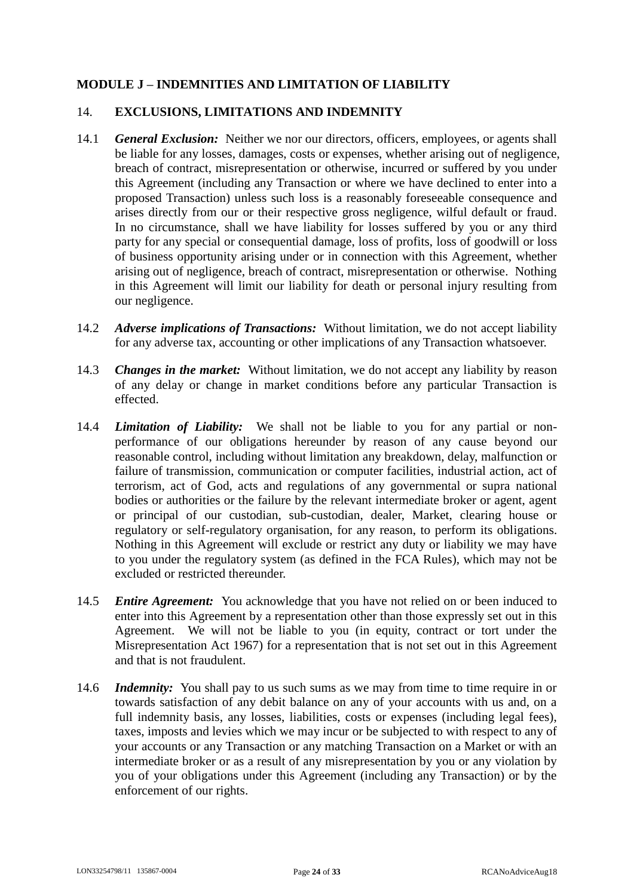## MODULE J – INDEMNITIES AND LIMITATION OF LIABILITY

### 14. EXCLUSIONS, LIMITATIONS AND INDEMNITY

14.1 ***General Exclusion:*** Neither we nor our directors, officers, employees, or agents shall be liable for any losses, damages, costs or expenses, whether arising out of negligence, breach of contract, misrepresentation or otherwise, incurred or suffered by you under this Agreement (including any Transaction or where we have declined to enter into a proposed Transaction) unless such loss is a reasonably foreseeable consequence and arises directly from our or their respective gross negligence, wilful default or fraud. In no circumstance, shall we have liability for losses suffered by you or any third party for any special or consequential damage, loss of profits, loss of goodwill or loss of business opportunity arising under or in connection with this Agreement, whether arising out of negligence, breach of contract, misrepresentation or otherwise. Nothing in this Agreement will limit our liability for death or personal injury resulting from our negligence.

14.2 ***Adverse implications of Transactions:*** Without limitation, we do not accept liability for any adverse tax, accounting or other implications of any Transaction whatsoever.

14.3 ***Changes in the market:*** Without limitation, we do not accept any liability by reason of any delay or change in market conditions before any particular Transaction is effected.

14.4 ***Limitation of Liability:*** We shall not be liable to you for any partial or non-performance of our obligations hereunder by reason of any cause beyond our reasonable control, including without limitation any breakdown, delay, malfunction or failure of transmission, communication or computer facilities, industrial action, act of terrorism, act of God, acts and regulations of any governmental or supra national bodies or authorities or the failure by the relevant intermediate broker or agent, agent or principal of our custodian, sub-custodian, dealer, Market, clearing house or regulatory or self-regulatory organisation, for any reason, to perform its obligations. Nothing in this Agreement will exclude or restrict any duty or liability we may have to you under the regulatory system (as defined in the FCA Rules), which may not be excluded or restricted thereunder.

14.5 ***Entire Agreement:*** You acknowledge that you have not relied on or been induced to enter into this Agreement by a representation other than those expressly set out in this Agreement. We will not be liable to you (in equity, contract or tort under the Misrepresentation Act 1967) for a representation that is not set out in this Agreement and that is not fraudulent.

14.6 ***Indemnity:*** You shall pay to us such sums as we may from time to time require in or towards satisfaction of any debit balance on any of your accounts with us and, on a full indemnity basis, any losses, liabilities, costs or expenses (including legal fees), taxes, imposts and levies which we may incur or be subjected to with respect to any of your accounts or any Transaction or any matching Transaction on a Market or with an intermediate broker or as a result of any misrepresentation by you or any violation by you of your obligations under this Agreement (including any Transaction) or by the enforcement of our rights.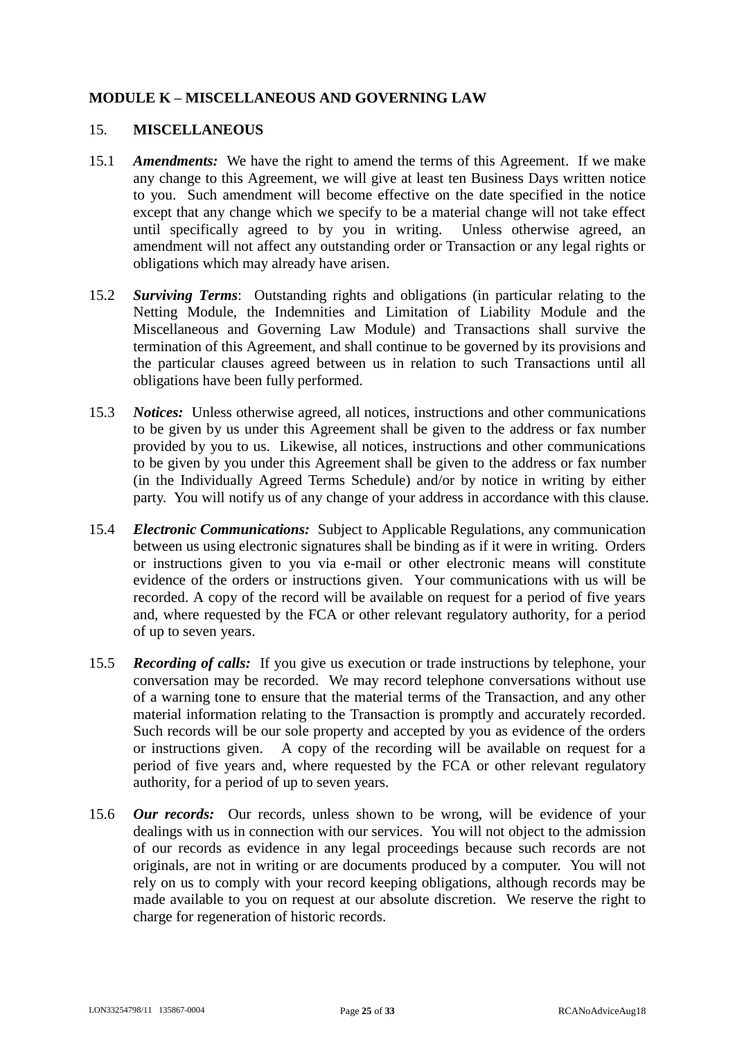## MODULE K – MISCELLANEOUS AND GOVERNING LAW

### 15. MISCELLANEOUS

15.1 ***Amendments:*** We have the right to amend the terms of this Agreement. If we make any change to this Agreement, we will give at least ten Business Days written notice to you. Such amendment will become effective on the date specified in the notice except that any change which we specify to be a material change will not take effect until specifically agreed to by you in writing. Unless otherwise agreed, an amendment will not affect any outstanding order or Transaction or any legal rights or obligations which may already have arisen.

15.2 ***Surviving Terms***: Outstanding rights and obligations (in particular relating to the Netting Module, the Indemnities and Limitation of Liability Module and the Miscellaneous and Governing Law Module) and Transactions shall survive the termination of this Agreement, and shall continue to be governed by its provisions and the particular clauses agreed between us in relation to such Transactions until all obligations have been fully performed.

15.3 ***Notices:*** Unless otherwise agreed, all notices, instructions and other communications to be given by us under this Agreement shall be given to the address or fax number provided by you to us. Likewise, all notices, instructions and other communications to be given by you under this Agreement shall be given to the address or fax number (in the Individually Agreed Terms Schedule) and/or by notice in writing by either party. You will notify us of any change of your address in accordance with this clause.

15.4 ***Electronic Communications:*** Subject to Applicable Regulations, any communication between us using electronic signatures shall be binding as if it were in writing. Orders or instructions given to you via e-mail or other electronic means will constitute evidence of the orders or instructions given. Your communications with us will be recorded. A copy of the record will be available on request for a period of five years and, where requested by the FCA or other relevant regulatory authority, for a period of up to seven years.

15.5 ***Recording of calls:*** If you give us execution or trade instructions by telephone, your conversation may be recorded. We may record telephone conversations without use of a warning tone to ensure that the material terms of the Transaction, and any other material information relating to the Transaction is promptly and accurately recorded. Such records will be our sole property and accepted by you as evidence of the orders or instructions given. A copy of the recording will be available on request for a period of five years and, where requested by the FCA or other relevant regulatory authority, for a period of up to seven years.

15.6 ***Our records:*** Our records, unless shown to be wrong, will be evidence of your dealings with us in connection with our services. You will not object to the admission of our records as evidence in any legal proceedings because such records are not originals, are not in writing or are documents produced by a computer. You will not rely on us to comply with your record keeping obligations, although records may be made available to you on request at our absolute discretion. We reserve the right to charge for regeneration of historic records.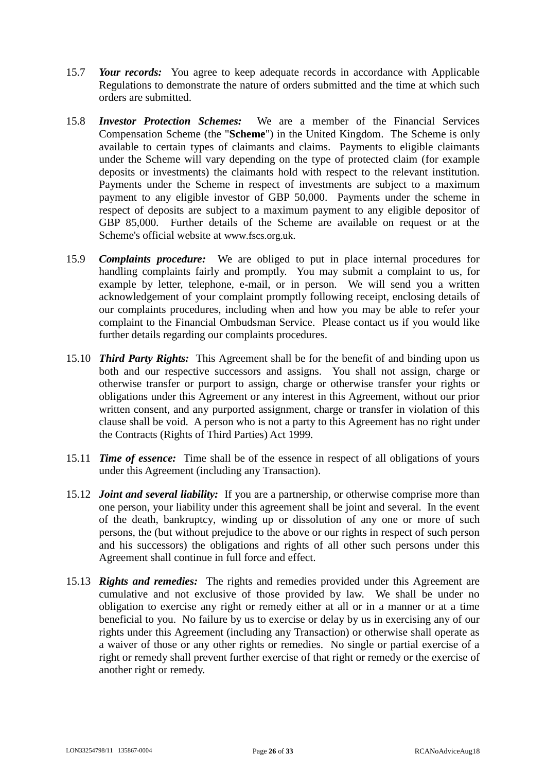15.7 ***Your records:*** You agree to keep adequate records in accordance with Applicable Regulations to demonstrate the nature of orders submitted and the time at which such orders are submitted.

15.8 ***Investor Protection Schemes:*** We are a member of the Financial Services Compensation Scheme (the "**Scheme**") in the United Kingdom. The Scheme is only available to certain types of claimants and claims. Payments to eligible claimants under the Scheme will vary depending on the type of protected claim (for example deposits or investments) the claimants hold with respect to the relevant institution. Payments under the Scheme in respect of investments are subject to a maximum payment to any eligible investor of GBP 50,000. Payments under the scheme in respect of deposits are subject to a maximum payment to any eligible depositor of GBP 85,000. Further details of the Scheme are available on request or at the Scheme's official website at www.fscs.org.uk.

15.9 ***Complaints procedure:*** We are obliged to put in place internal procedures for handling complaints fairly and promptly. You may submit a complaint to us, for example by letter, telephone, e-mail, or in person. We will send you a written acknowledgement of your complaint promptly following receipt, enclosing details of our complaints procedures, including when and how you may be able to refer your complaint to the Financial Ombudsman Service. Please contact us if you would like further details regarding our complaints procedures.

15.10 ***Third Party Rights:*** This Agreement shall be for the benefit of and binding upon us both and our respective successors and assigns. You shall not assign, charge or otherwise transfer or purport to assign, charge or otherwise transfer your rights or obligations under this Agreement or any interest in this Agreement, without our prior written consent, and any purported assignment, charge or transfer in violation of this clause shall be void. A person who is not a party to this Agreement has no right under the Contracts (Rights of Third Parties) Act 1999.

15.11 ***Time of essence:*** Time shall be of the essence in respect of all obligations of yours under this Agreement (including any Transaction).

15.12 ***Joint and several liability:*** If you are a partnership, or otherwise comprise more than one person, your liability under this agreement shall be joint and several. In the event of the death, bankruptcy, winding up or dissolution of any one or more of such persons, the (but without prejudice to the above or our rights in respect of such person and his successors) the obligations and rights of all other such persons under this Agreement shall continue in full force and effect.

15.13 ***Rights and remedies:*** The rights and remedies provided under this Agreement are cumulative and not exclusive of those provided by law. We shall be under no obligation to exercise any right or remedy either at all or in a manner or at a time beneficial to you. No failure by us to exercise or delay by us in exercising any of our rights under this Agreement (including any Transaction) or otherwise shall operate as a waiver of those or any other rights or remedies. No single or partial exercise of a right or remedy shall prevent further exercise of that right or remedy or the exercise of another right or remedy.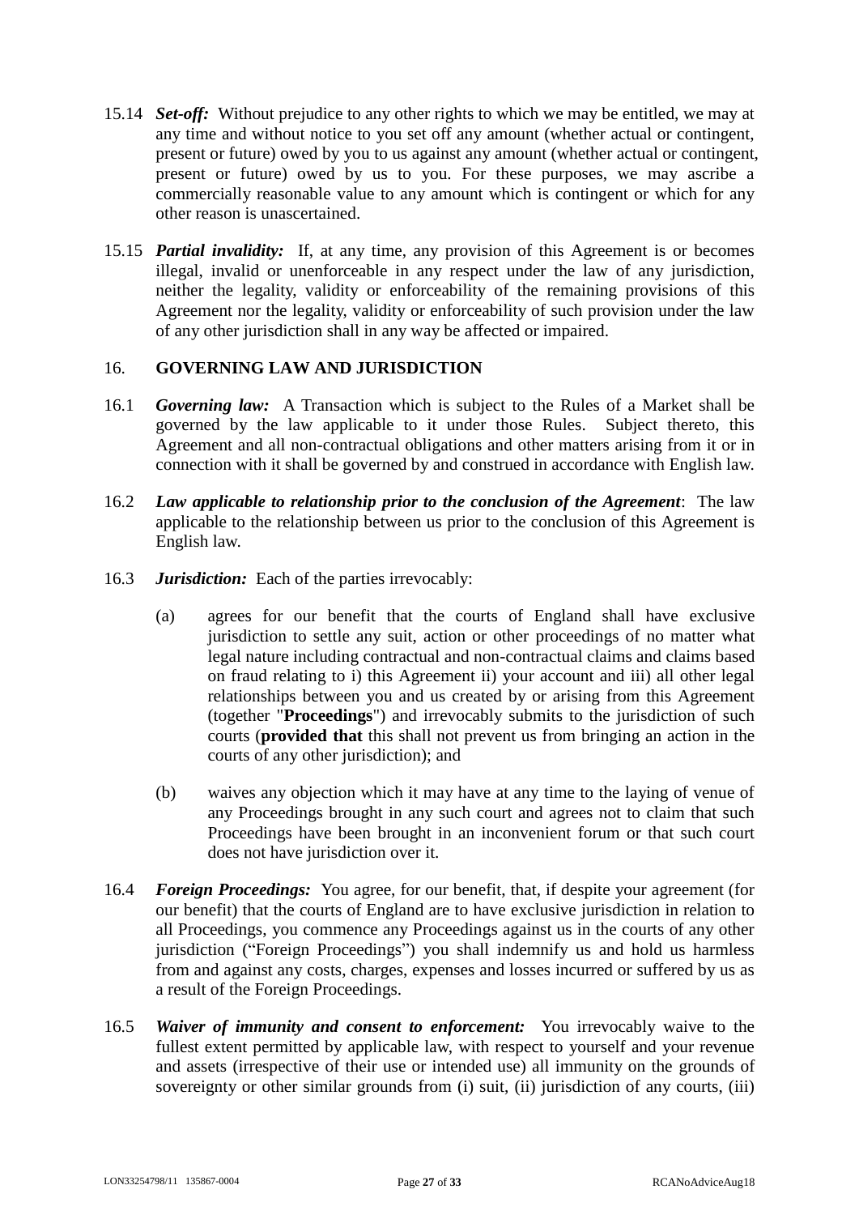15.14 ***Set-off:*** Without prejudice to any other rights to which we may be entitled, we may at any time and without notice to you set off any amount (whether actual or contingent, present or future) owed by you to us against any amount (whether actual or contingent, present or future) owed by us to you. For these purposes, we may ascribe a commercially reasonable value to any amount which is contingent or which for any other reason is unascertained.

15.15 ***Partial invalidity:*** If, at any time, any provision of this Agreement is or becomes illegal, invalid or unenforceable in any respect under the law of any jurisdiction, neither the legality, validity or enforceability of the remaining provisions of this Agreement nor the legality, validity or enforceability of such provision under the law of any other jurisdiction shall in any way be affected or impaired.

## 16. GOVERNING LAW AND JURISDICTION

16.1 ***Governing law:*** A Transaction which is subject to the Rules of a Market shall be governed by the law applicable to it under those Rules. Subject thereto, this Agreement and all non-contractual obligations and other matters arising from it or in connection with it shall be governed by and construed in accordance with English law.

16.2 ***Law applicable to relationship prior to the conclusion of the Agreement***: The law applicable to the relationship between us prior to the conclusion of this Agreement is English law.

16.3 ***Jurisdiction:*** Each of the parties irrevocably:

(a) agrees for our benefit that the courts of England shall have exclusive jurisdiction to settle any suit, action or other proceedings of no matter what legal nature including contractual and non-contractual claims and claims based on fraud relating to i) this Agreement ii) your account and iii) all other legal relationships between you and us created by or arising from this Agreement (together "**Proceedings**") and irrevocably submits to the jurisdiction of such courts (**provided that** this shall not prevent us from bringing an action in the courts of any other jurisdiction); and

(b) waives any objection which it may have at any time to the laying of venue of any Proceedings brought in any such court and agrees not to claim that such Proceedings have been brought in an inconvenient forum or that such court does not have jurisdiction over it.

16.4 ***Foreign Proceedings:*** You agree, for our benefit, that, if despite your agreement (for our benefit) that the courts of England are to have exclusive jurisdiction in relation to all Proceedings, you commence any Proceedings against us in the courts of any other jurisdiction ("Foreign Proceedings") you shall indemnify us and hold us harmless from and against any costs, charges, expenses and losses incurred or suffered by us as a result of the Foreign Proceedings.

16.5 ***Waiver of immunity and consent to enforcement:*** You irrevocably waive to the fullest extent permitted by applicable law, with respect to yourself and your revenue and assets (irrespective of their use or intended use) all immunity on the grounds of sovereignty or other similar grounds from (i) suit, (ii) jurisdiction of any courts, (iii)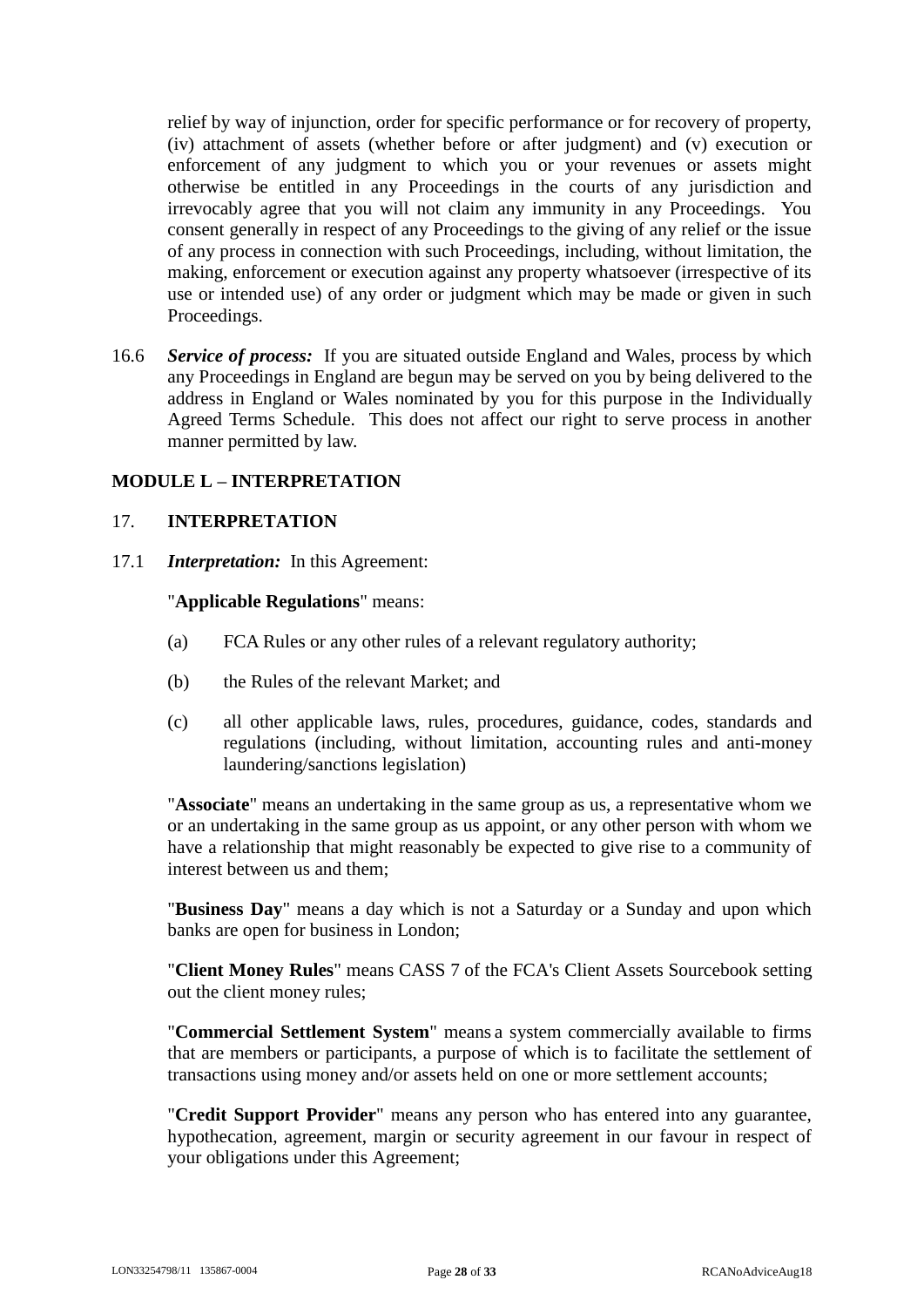relief by way of injunction, order for specific performance or for recovery of property, (iv) attachment of assets (whether before or after judgment) and (v) execution or enforcement of any judgment to which you or your revenues or assets might otherwise be entitled in any Proceedings in the courts of any jurisdiction and irrevocably agree that you will not claim any immunity in any Proceedings. You consent generally in respect of any Proceedings to the giving of any relief or the issue of any process in connection with such Proceedings, including, without limitation, the making, enforcement or execution against any property whatsoever (irrespective of its use or intended use) of any order or judgment which may be made or given in such Proceedings.

16.6 ***Service of process:*** If you are situated outside England and Wales, process by which any Proceedings in England are begun may be served on you by being delivered to the address in England or Wales nominated by you for this purpose in the Individually Agreed Terms Schedule. This does not affect our right to serve process in another manner permitted by law.

## MODULE L – INTERPRETATION

### 17. INTERPRETATION

17.1 ***Interpretation:*** In this Agreement:

"**Applicable Regulations**" means:

(a) FCA Rules or any other rules of a relevant regulatory authority;

(b) the Rules of the relevant Market; and

(c) all other applicable laws, rules, procedures, guidance, codes, standards and regulations (including, without limitation, accounting rules and anti-money laundering/sanctions legislation)

"**Associate**" means an undertaking in the same group as us, a representative whom we or an undertaking in the same group as us appoint, or any other person with whom we have a relationship that might reasonably be expected to give rise to a community of interest between us and them;

"**Business Day**" means a day which is not a Saturday or a Sunday and upon which banks are open for business in London;

"**Client Money Rules**" means CASS 7 of the FCA's Client Assets Sourcebook setting out the client money rules;

"**Commercial Settlement System**" means a system commercially available to firms that are members or participants, a purpose of which is to facilitate the settlement of transactions using money and/or assets held on one or more settlement accounts;

"**Credit Support Provider**" means any person who has entered into any guarantee, hypothecation, agreement, margin or security agreement in our favour in respect of your obligations under this Agreement;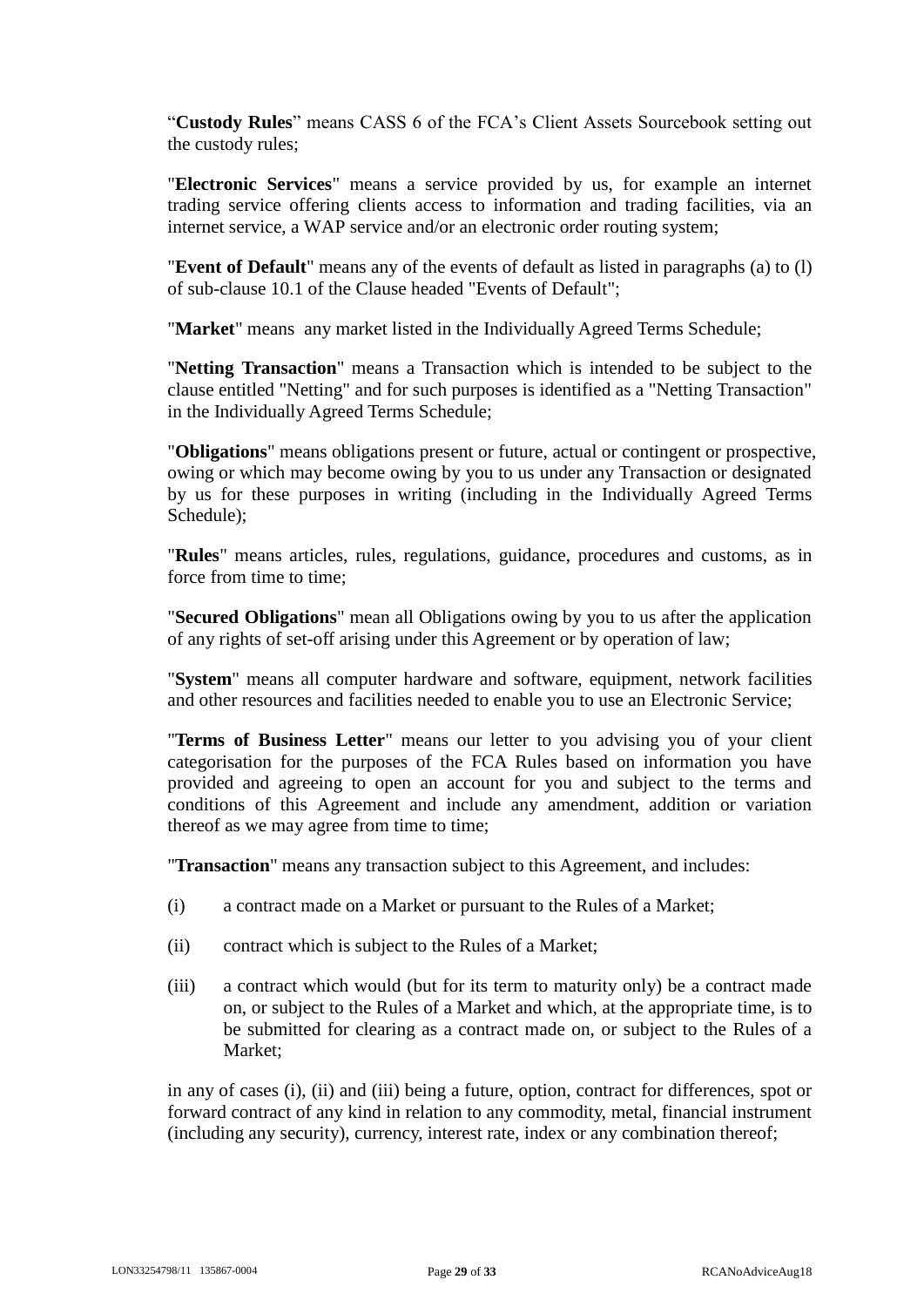"**Custody Rules**" means CASS 6 of the FCA's Client Assets Sourcebook setting out the custody rules;

"**Electronic Services**" means a service provided by us, for example an internet trading service offering clients access to information and trading facilities, via an internet service, a WAP service and/or an electronic order routing system;

"**Event of Default**" means any of the events of default as listed in paragraphs (a) to (l) of sub-clause 10.1 of the Clause headed "Events of Default";

"**Market**" means any market listed in the Individually Agreed Terms Schedule;

"**Netting Transaction**" means a Transaction which is intended to be subject to the clause entitled "Netting" and for such purposes is identified as a "Netting Transaction" in the Individually Agreed Terms Schedule;

"**Obligations**" means obligations present or future, actual or contingent or prospective, owing or which may become owing by you to us under any Transaction or designated by us for these purposes in writing (including in the Individually Agreed Terms Schedule);

"**Rules**" means articles, rules, regulations, guidance, procedures and customs, as in force from time to time;

"**Secured Obligations**" mean all Obligations owing by you to us after the application of any rights of set-off arising under this Agreement or by operation of law;

"**System**" means all computer hardware and software, equipment, network facilities and other resources and facilities needed to enable you to use an Electronic Service;

"**Terms of Business Letter**" means our letter to you advising you of your client categorisation for the purposes of the FCA Rules based on information you have provided and agreeing to open an account for you and subject to the terms and conditions of this Agreement and include any amendment, addition or variation thereof as we may agree from time to time;

"**Transaction**" means any transaction subject to this Agreement, and includes:

(i) a contract made on a Market or pursuant to the Rules of a Market;

(ii) contract which is subject to the Rules of a Market;

(iii) a contract which would (but for its term to maturity only) be a contract made on, or subject to the Rules of a Market and which, at the appropriate time, is to be submitted for clearing as a contract made on, or subject to the Rules of a Market;

in any of cases (i), (ii) and (iii) being a future, option, contract for differences, spot or forward contract of any kind in relation to any commodity, metal, financial instrument (including any security), currency, interest rate, index or any combination thereof;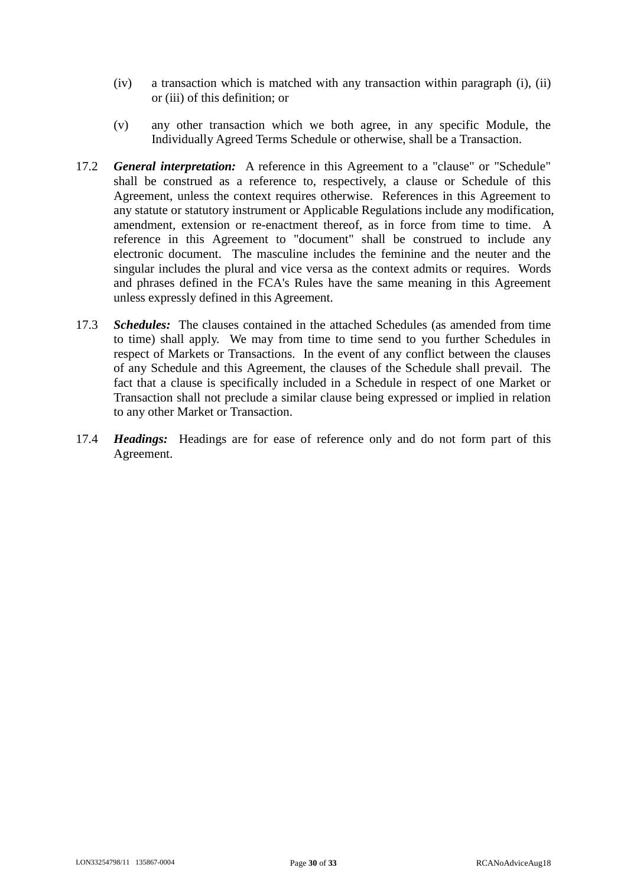(iv) a transaction which is matched with any transaction within paragraph (i), (ii) or (iii) of this definition; or

(v) any other transaction which we both agree, in any specific Module, the Individually Agreed Terms Schedule or otherwise, shall be a Transaction.

17.2 ***General interpretation:*** A reference in this Agreement to a "clause" or "Schedule" shall be construed as a reference to, respectively, a clause or Schedule of this Agreement, unless the context requires otherwise. References in this Agreement to any statute or statutory instrument or Applicable Regulations include any modification, amendment, extension or re-enactment thereof, as in force from time to time. A reference in this Agreement to "document" shall be construed to include any electronic document. The masculine includes the feminine and the neuter and the singular includes the plural and vice versa as the context admits or requires. Words and phrases defined in the FCA's Rules have the same meaning in this Agreement unless expressly defined in this Agreement.

17.3 ***Schedules:*** The clauses contained in the attached Schedules (as amended from time to time) shall apply. We may from time to time send to you further Schedules in respect of Markets or Transactions. In the event of any conflict between the clauses of any Schedule and this Agreement, the clauses of the Schedule shall prevail. The fact that a clause is specifically included in a Schedule in respect of one Market or Transaction shall not preclude a similar clause being expressed or implied in relation to any other Market or Transaction.

17.4 ***Headings:*** Headings are for ease of reference only and do not form part of this Agreement.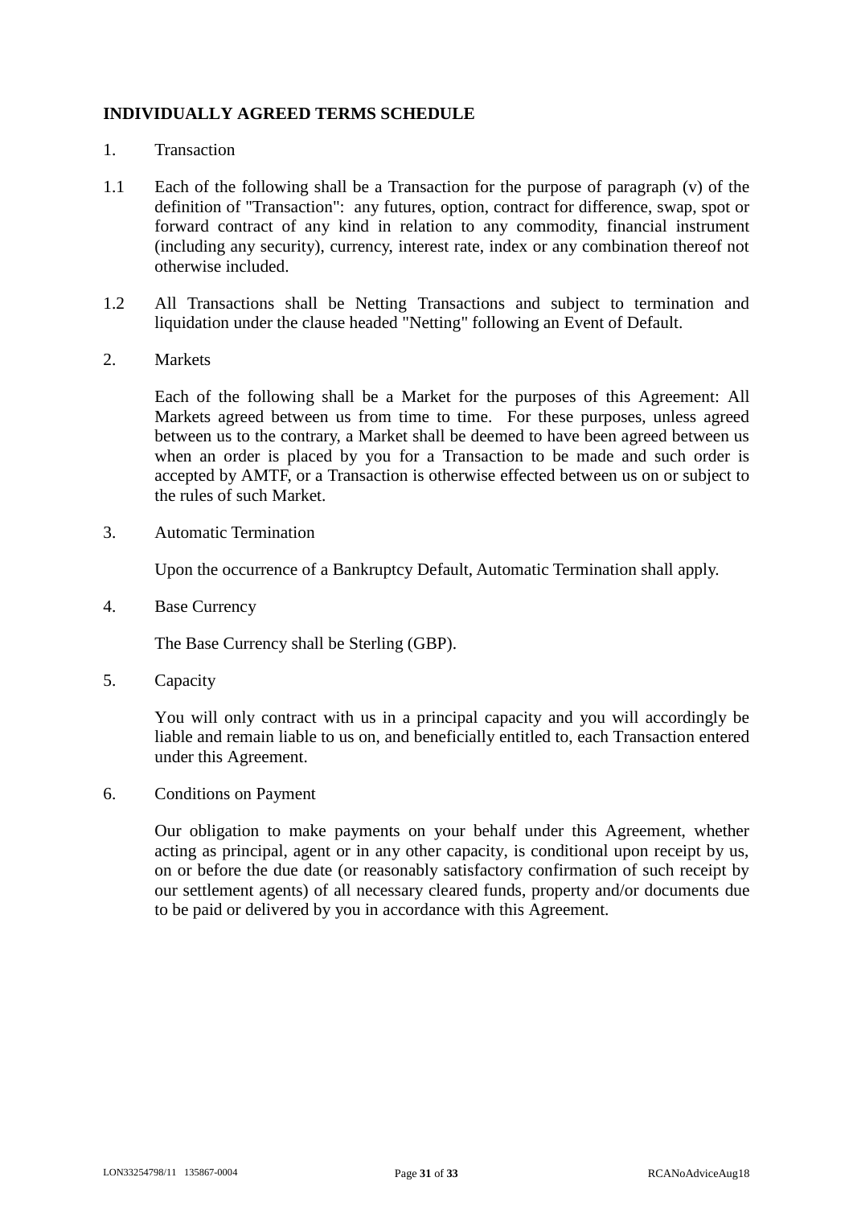## INDIVIDUALLY AGREED TERMS SCHEDULE

1. Transaction

1.1 Each of the following shall be a Transaction for the purpose of paragraph (v) of the definition of "Transaction": any futures, option, contract for difference, swap, spot or forward contract of any kind in relation to any commodity, financial instrument (including any security), currency, interest rate, index or any combination thereof not otherwise included.

1.2 All Transactions shall be Netting Transactions and subject to termination and liquidation under the clause headed "Netting" following an Event of Default.

2. Markets

Each of the following shall be a Market for the purposes of this Agreement: All Markets agreed between us from time to time. For these purposes, unless agreed between us to the contrary, a Market shall be deemed to have been agreed between us when an order is placed by you for a Transaction to be made and such order is accepted by AMTF, or a Transaction is otherwise effected between us on or subject to the rules of such Market.

3. Automatic Termination

Upon the occurrence of a Bankruptcy Default, Automatic Termination shall apply.

4. Base Currency

The Base Currency shall be Sterling (GBP).

5. Capacity

You will only contract with us in a principal capacity and you will accordingly be liable and remain liable to us on, and beneficially entitled to, each Transaction entered under this Agreement.

6. Conditions on Payment

Our obligation to make payments on your behalf under this Agreement, whether acting as principal, agent or in any other capacity, is conditional upon receipt by us, on or before the due date (or reasonably satisfactory confirmation of such receipt by our settlement agents) of all necessary cleared funds, property and/or documents due to be paid or delivered by you in accordance with this Agreement.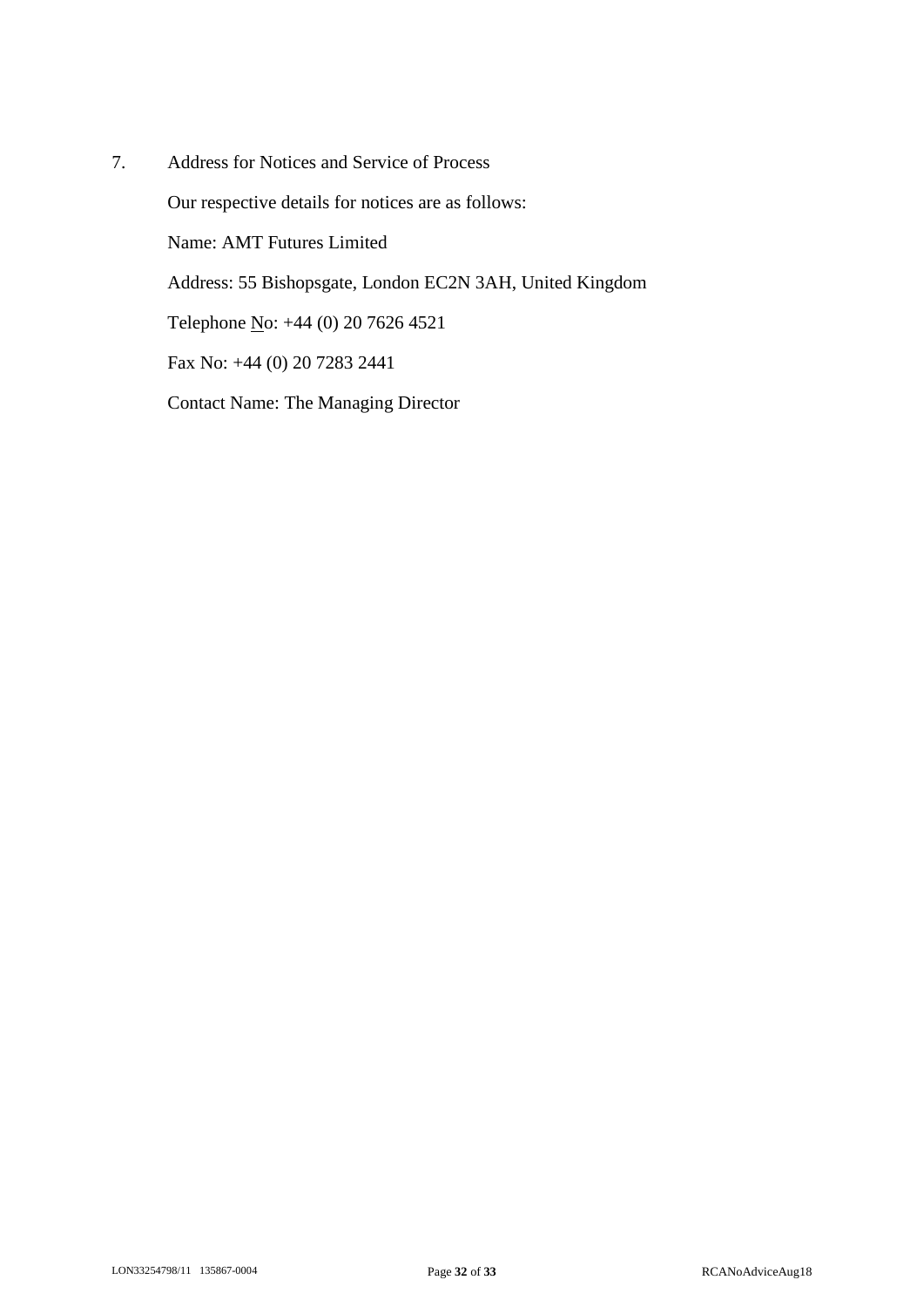7. Address for Notices and Service of Process

Our respective details for notices are as follows:

Name: AMT Futures Limited

Address: 55 Bishopsgate, London EC2N 3AH, United Kingdom

Telephone No: +44 (0) 20 7626 4521

Fax No: +44 (0) 20 7283 2441

Contact Name: The Managing Director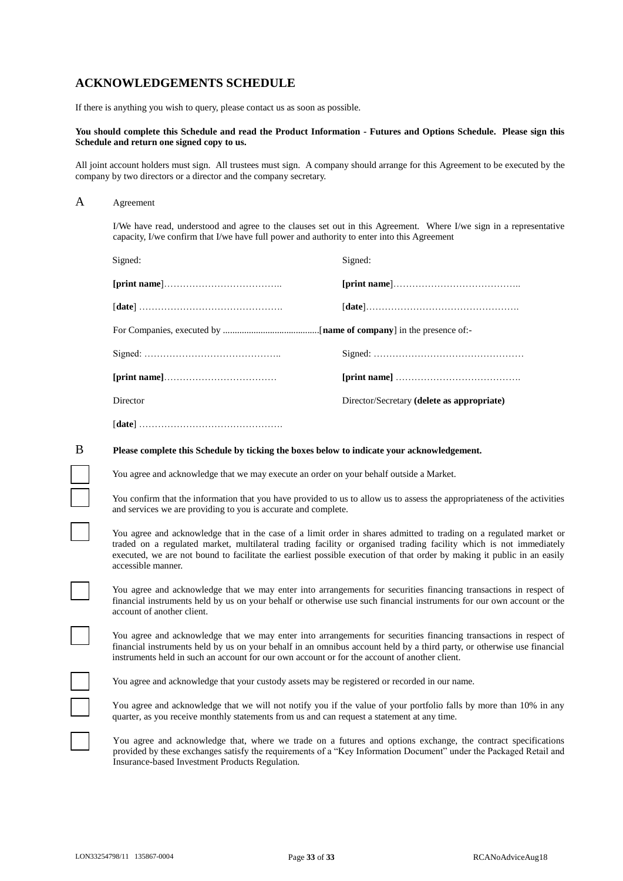## ACKNOWLEDGEMENTS SCHEDULE

If there is anything you wish to query, please contact us as soon as possible.

**You should complete this Schedule and read the Product Information - Futures and Options Schedule. Please sign this Schedule and return one signed copy to us.**

All joint account holders must sign. All trustees must sign. A company should arrange for this Agreement to be executed by the company by two directors or a director and the company secretary.

A Agreement

I/We have read, understood and agree to the clauses set out in this Agreement. Where I/we sign in a representative capacity, I/we confirm that I/we have full power and authority to enter into this Agreement

| | |
|---|---|
| Signed: | Signed: |
| **[print name]**……………………………….. | **[print name]**………………………………….. |
| [**date**] ………………………………………. | [**date**]…………………………………………. |

For Companies, executed by ........................................[**name of company**] in the presence of:-

| | |
|---|---|
| Signed: …………………………………….. | Signed: ………………………………………… |
| **[print name]**……………………………… | **[print name]** …………………………………. |
| Director | Director/Secretary **(delete as appropriate)** |
| [**date**] ………………………………………. | |

B **Please complete this Schedule by ticking the boxes below to indicate your acknowledgement.**

☐ You agree and acknowledge that we may execute an order on your behalf outside a Market.

☐ You confirm that the information that you have provided to us to allow us to assess the appropriateness of the activities and services we are providing to you is accurate and complete.

☐ You agree and acknowledge that in the case of a limit order in shares admitted to trading on a regulated market or traded on a regulated market, multilateral trading facility or organised trading facility which is not immediately executed, we are not bound to facilitate the earliest possible execution of that order by making it public in an easily accessible manner.

☐ You agree and acknowledge that we may enter into arrangements for securities financing transactions in respect of financial instruments held by us on your behalf or otherwise use such financial instruments for our own account or the account of another client.

☐ You agree and acknowledge that we may enter into arrangements for securities financing transactions in respect of financial instruments held by us on your behalf in an omnibus account held by a third party, or otherwise use financial instruments held in such an account for our own account or for the account of another client.

☐ You agree and acknowledge that your custody assets may be registered or recorded in our name.

☐ You agree and acknowledge that we will not notify you if the value of your portfolio falls by more than 10% in any quarter, as you receive monthly statements from us and can request a statement at any time.

☐ You agree and acknowledge that, where we trade on a futures and options exchange, the contract specifications provided by these exchanges satisfy the requirements of a "Key Information Document" under the Packaged Retail and Insurance-based Investment Products Regulation.